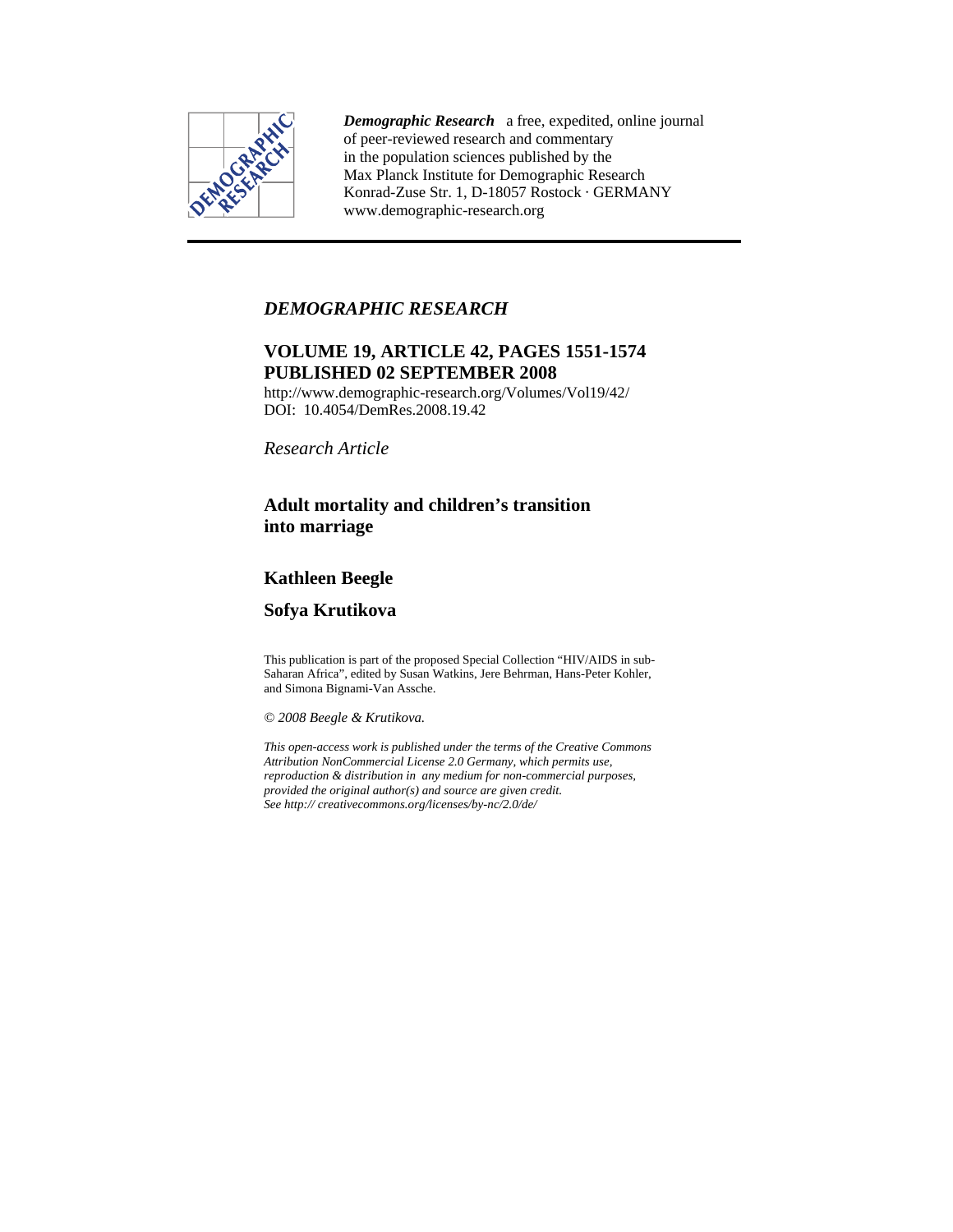*Demographic Research* a free, expedited, online journal of peer-reviewed research and commentary in the population sciences published by the Max Planck Institute for Demographic Research Konrad-Zuse Str. 1, D-18057 Rostock · GERMANY www.demographic-research.org

*DEMOGRAPHIC RESEARCH*

**VOLUME 19, ARTICLE 42, PAGES 1551-1574**
**PUBLISHED 02 SEPTEMBER 2008**

http://www.demographic-research.org/Volumes/Vol19/42/
DOI: 10.4054/DemRes.2008.19.42

*Research Article*

# Adult mortality and children's transition into marriage

**Kathleen Beegle**

**Sofya Krutikova**

This publication is part of the proposed Special Collection "HIV/AIDS in sub-Saharan Africa", edited by Susan Watkins, Jere Behrman, Hans-Peter Kohler, and Simona Bignami-Van Assche.

*© 2008 Beegle & Krutikova.*

*This open-access work is published under the terms of the Creative Commons Attribution NonCommercial License 2.0 Germany, which permits use, reproduction & distribution in any medium for non-commercial purposes, provided the original author(s) and source are given credit. See http:// creativecommons.org/licenses/by-nc/2.0/de/*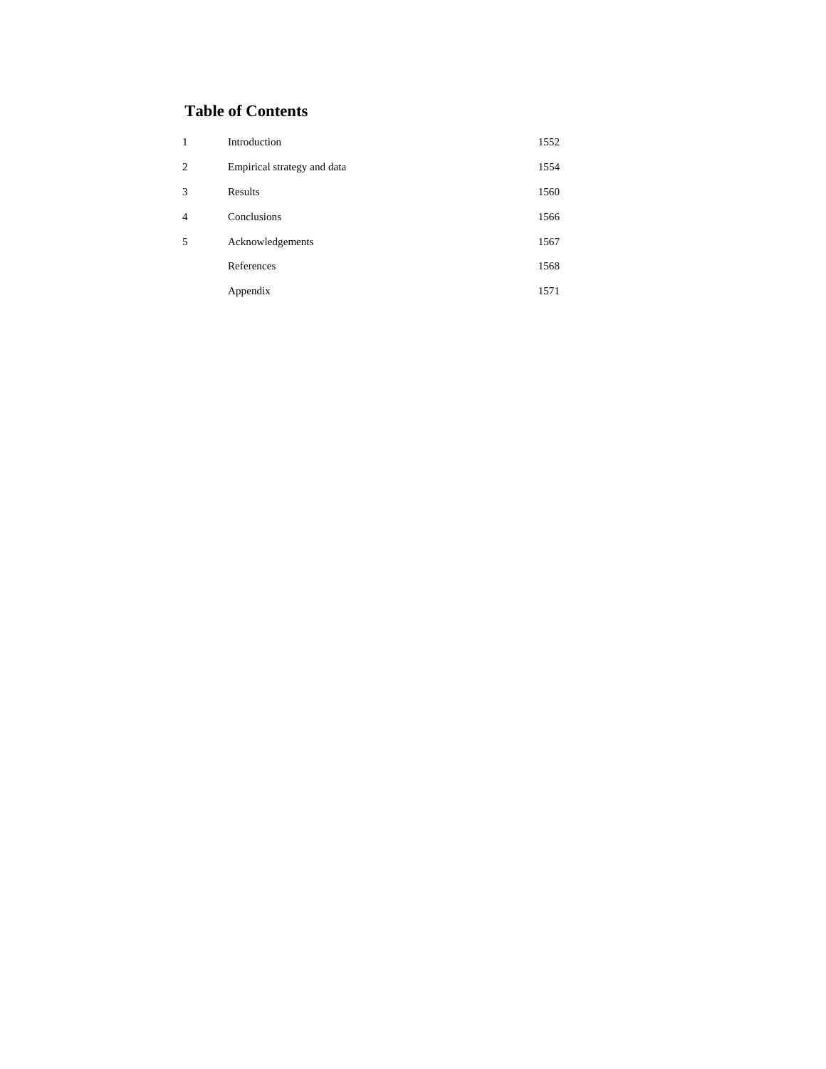## Table of Contents

| | | |
|---|---|---|
| 1 | Introduction | 1552 |
| 2 | Empirical strategy and data | 1554 |
| 3 | Results | 1560 |
| 4 | Conclusions | 1566 |
| 5 | Acknowledgements | 1567 |
| | References | 1568 |
| | Appendix | 1571 |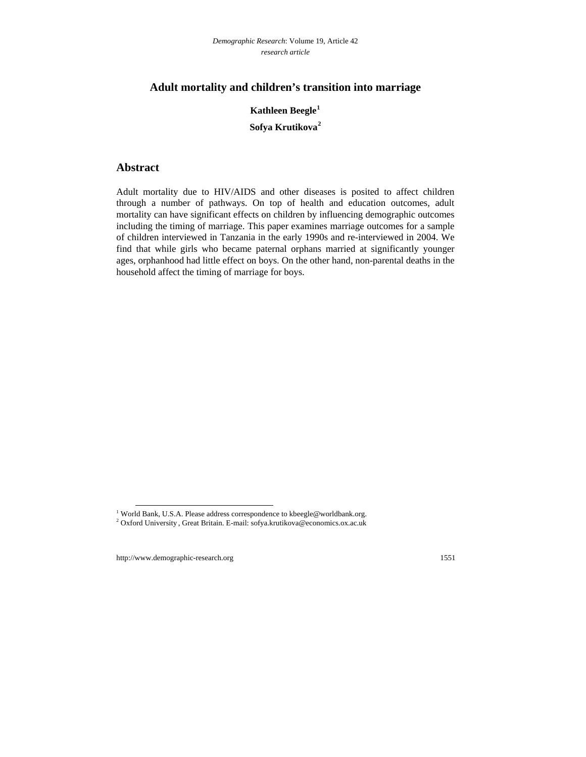# Adult mortality and children's transition into marriage

**Kathleen Beegle[1]**

**Sofya Krutikova[2]**

## Abstract

Adult mortality due to HIV/AIDS and other diseases is posited to affect children through a number of pathways. On top of health and education outcomes, adult mortality can have significant effects on children by influencing demographic outcomes including the timing of marriage. This paper examines marriage outcomes for a sample of children interviewed in Tanzania in the early 1990s and re-interviewed in 2004. We find that while girls who became paternal orphans married at significantly younger ages, orphanhood had little effect on boys. On the other hand, non-parental deaths in the household affect the timing of marriage for boys.

[1] World Bank, U.S.A. Please address correspondence to kbeegle@worldbank.org.

[2] Oxford University , Great Britain. E-mail: sofya.krutikova@economics.ox.ac.uk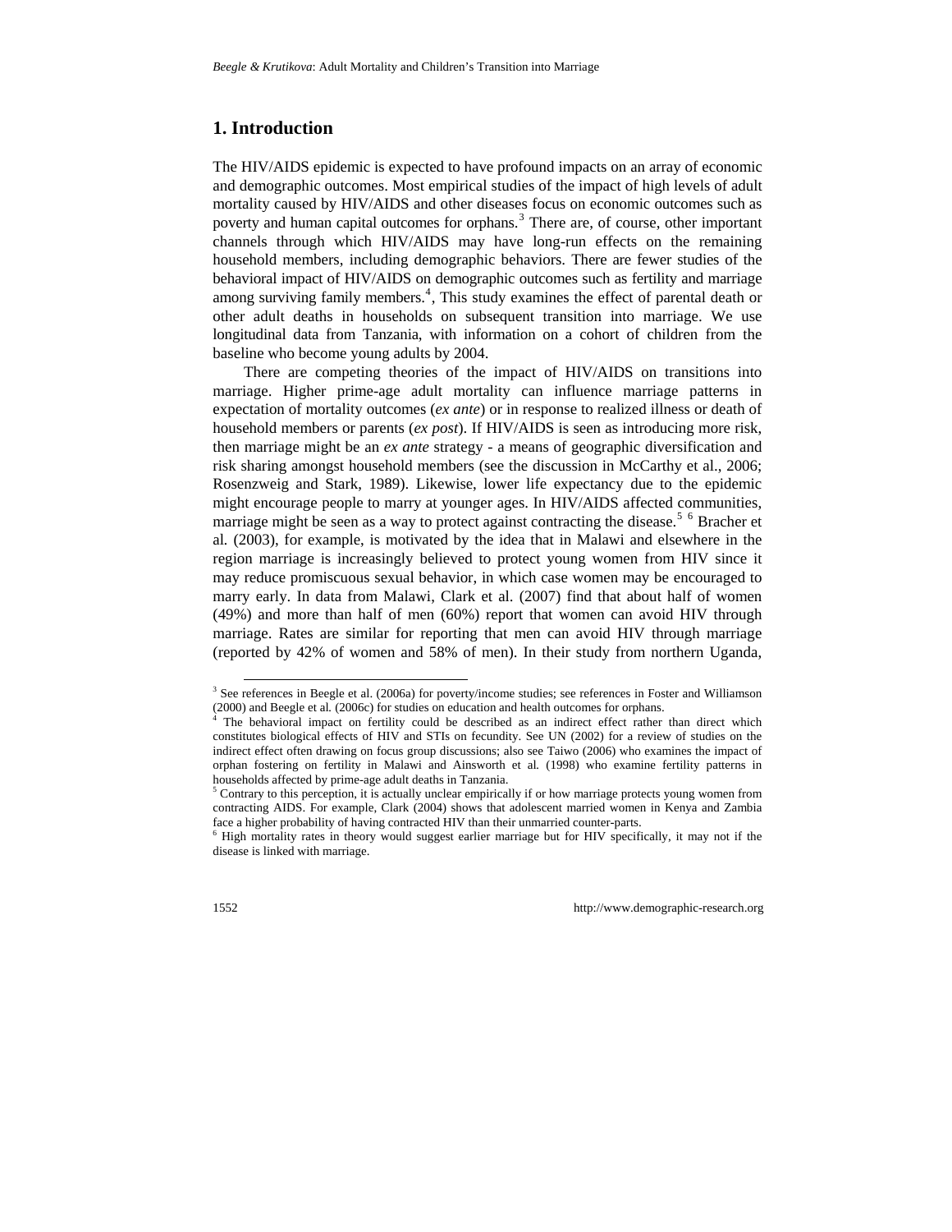## 1. Introduction

The HIV/AIDS epidemic is expected to have profound impacts on an array of economic and demographic outcomes. Most empirical studies of the impact of high levels of adult mortality caused by HIV/AIDS and other diseases focus on economic outcomes such as poverty and human capital outcomes for orphans.[3] There are, of course, other important channels through which HIV/AIDS may have long-run effects on the remaining household members, including demographic behaviors. There are fewer studies of the behavioral impact of HIV/AIDS on demographic outcomes such as fertility and marriage among surviving family members.[4], This study examines the effect of parental death or other adult deaths in households on subsequent transition into marriage. We use longitudinal data from Tanzania, with information on a cohort of children from the baseline who become young adults by 2004.

There are competing theories of the impact of HIV/AIDS on transitions into marriage. Higher prime-age adult mortality can influence marriage patterns in expectation of mortality outcomes (*ex ante*) or in response to realized illness or death of household members or parents (*ex post*). If HIV/AIDS is seen as introducing more risk, then marriage might be an *ex ante* strategy - a means of geographic diversification and risk sharing amongst household members (see the discussion in McCarthy et al., 2006; Rosenzweig and Stark, 1989). Likewise, lower life expectancy due to the epidemic might encourage people to marry at younger ages. In HIV/AIDS affected communities, marriage might be seen as a way to protect against contracting the disease.[5] [6] Bracher et al. (2003), for example, is motivated by the idea that in Malawi and elsewhere in the region marriage is increasingly believed to protect young women from HIV since it may reduce promiscuous sexual behavior, in which case women may be encouraged to marry early. In data from Malawi, Clark et al. (2007) find that about half of women (49%) and more than half of men (60%) report that women can avoid HIV through marriage. Rates are similar for reporting that men can avoid HIV through marriage (reported by 42% of women and 58% of men). In their study from northern Uganda,

---

[3] See references in Beegle et al. (2006a) for poverty/income studies; see references in Foster and Williamson (2000) and Beegle et al. (2006c) for studies on education and health outcomes for orphans.

[4] The behavioral impact on fertility could be described as an indirect effect rather than direct which constitutes biological effects of HIV and STIs on fecundity. See UN (2002) for a review of studies on the indirect effect often drawing on focus group discussions; also see Taiwo (2006) who examines the impact of orphan fostering on fertility in Malawi and Ainsworth et al. (1998) who examine fertility patterns in households affected by prime-age adult deaths in Tanzania.

[5] Contrary to this perception, it is actually unclear empirically if or how marriage protects young women from contracting AIDS. For example, Clark (2004) shows that adolescent married women in Kenya and Zambia face a higher probability of having contracted HIV than their unmarried counter-parts.

[6] High mortality rates in theory would suggest earlier marriage but for HIV specifically, it may not if the disease is linked with marriage.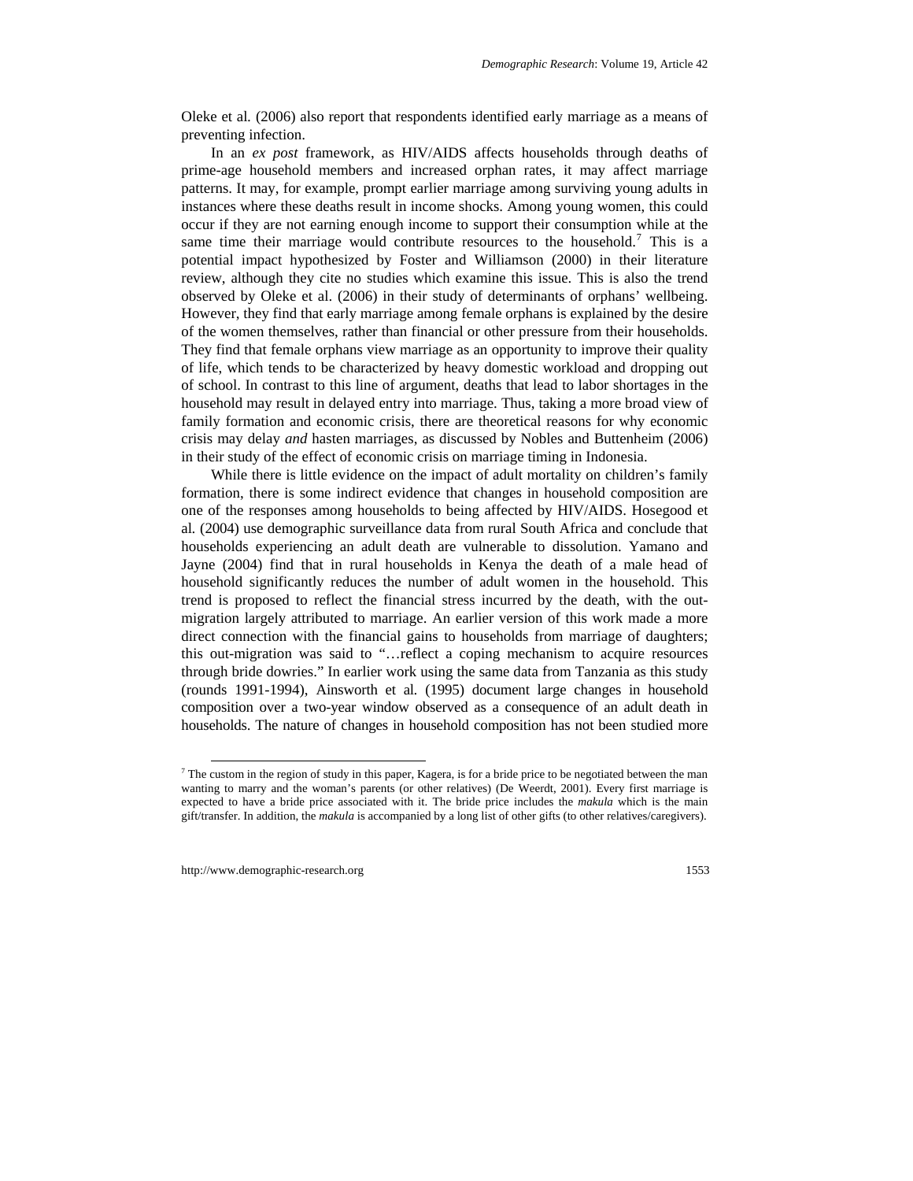Oleke et al*.* (2006) also report that respondents identified early marriage as a means of preventing infection.

In an *ex post* framework, as HIV/AIDS affects households through deaths of prime-age household members and increased orphan rates, it may affect marriage patterns. It may, for example, prompt earlier marriage among surviving young adults in instances where these deaths result in income shocks. Among young women, this could occur if they are not earning enough income to support their consumption while at the same time their marriage would contribute resources to the household.[7] This is a potential impact hypothesized by Foster and Williamson (2000) in their literature review, although they cite no studies which examine this issue. This is also the trend observed by Oleke et al. (2006) in their study of determinants of orphans' wellbeing. However, they find that early marriage among female orphans is explained by the desire of the women themselves, rather than financial or other pressure from their households. They find that female orphans view marriage as an opportunity to improve their quality of life, which tends to be characterized by heavy domestic workload and dropping out of school. In contrast to this line of argument, deaths that lead to labor shortages in the household may result in delayed entry into marriage. Thus, taking a more broad view of family formation and economic crisis, there are theoretical reasons for why economic crisis may delay *and* hasten marriages, as discussed by Nobles and Buttenheim (2006) in their study of the effect of economic crisis on marriage timing in Indonesia.

While there is little evidence on the impact of adult mortality on children's family formation, there is some indirect evidence that changes in household composition are one of the responses among households to being affected by HIV/AIDS. Hosegood et al*.* (2004) use demographic surveillance data from rural South Africa and conclude that households experiencing an adult death are vulnerable to dissolution. Yamano and Jayne (2004) find that in rural households in Kenya the death of a male head of household significantly reduces the number of adult women in the household. This trend is proposed to reflect the financial stress incurred by the death, with the out-migration largely attributed to marriage. An earlier version of this work made a more direct connection with the financial gains to households from marriage of daughters; this out-migration was said to "…reflect a coping mechanism to acquire resources through bride dowries." In earlier work using the same data from Tanzania as this study (rounds 1991-1994), Ainsworth et al*.* (1995) document large changes in household composition over a two-year window observed as a consequence of an adult death in households. The nature of changes in household composition has not been studied more

[7] The custom in the region of study in this paper, Kagera, is for a bride price to be negotiated between the man wanting to marry and the woman's parents (or other relatives) (De Weerdt, 2001). Every first marriage is expected to have a bride price associated with it. The bride price includes the *makula* which is the main gift/transfer. In addition, the *makula* is accompanied by a long list of other gifts (to other relatives/caregivers).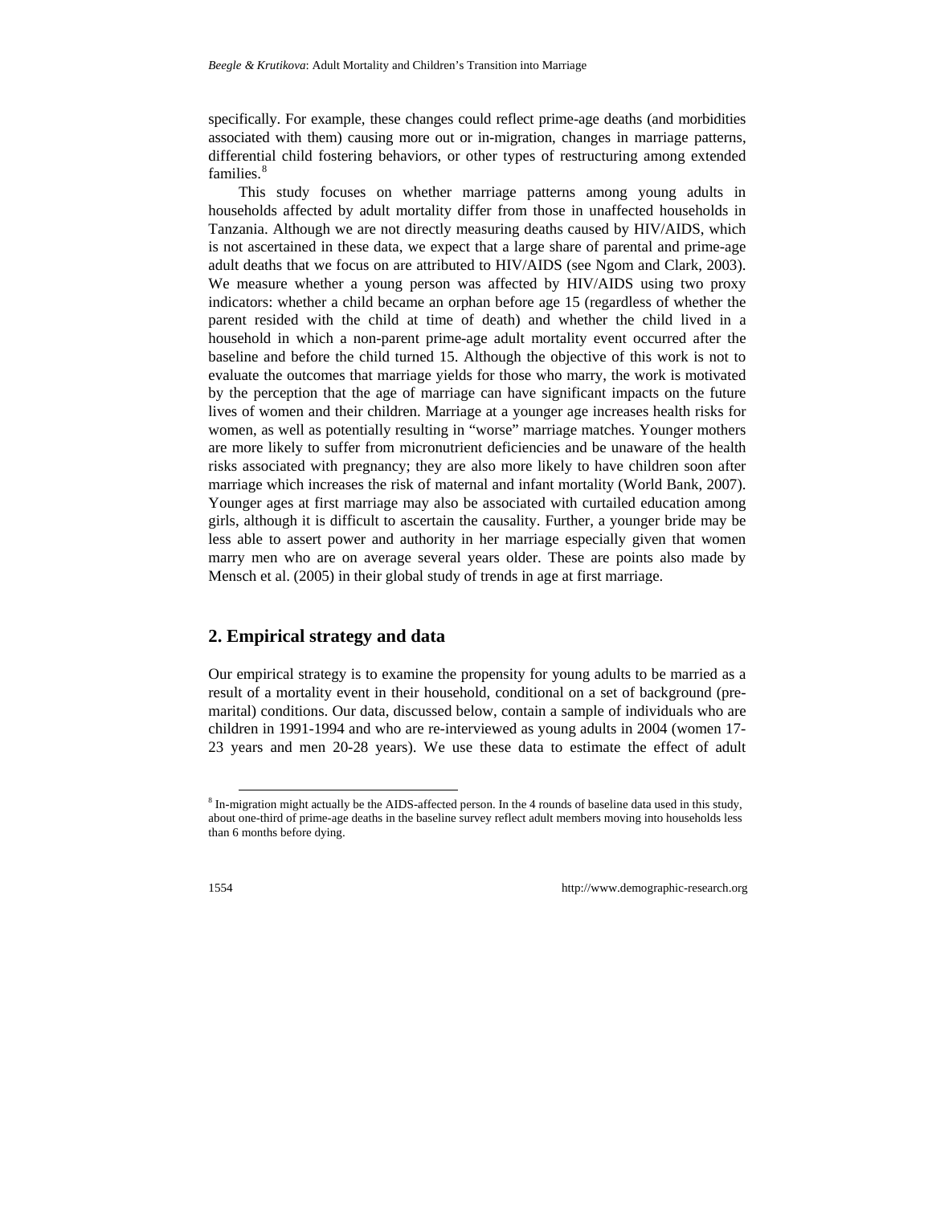specifically. For example, these changes could reflect prime-age deaths (and morbidities associated with them) causing more out or in-migration, changes in marriage patterns, differential child fostering behaviors, or other types of restructuring among extended families.[8]

This study focuses on whether marriage patterns among young adults in households affected by adult mortality differ from those in unaffected households in Tanzania. Although we are not directly measuring deaths caused by HIV/AIDS, which is not ascertained in these data, we expect that a large share of parental and prime-age adult deaths that we focus on are attributed to HIV/AIDS (see Ngom and Clark, 2003). We measure whether a young person was affected by HIV/AIDS using two proxy indicators: whether a child became an orphan before age 15 (regardless of whether the parent resided with the child at time of death) and whether the child lived in a household in which a non-parent prime-age adult mortality event occurred after the baseline and before the child turned 15. Although the objective of this work is not to evaluate the outcomes that marriage yields for those who marry, the work is motivated by the perception that the age of marriage can have significant impacts on the future lives of women and their children. Marriage at a younger age increases health risks for women, as well as potentially resulting in "worse" marriage matches. Younger mothers are more likely to suffer from micronutrient deficiencies and be unaware of the health risks associated with pregnancy; they are also more likely to have children soon after marriage which increases the risk of maternal and infant mortality (World Bank, 2007). Younger ages at first marriage may also be associated with curtailed education among girls, although it is difficult to ascertain the causality. Further, a younger bride may be less able to assert power and authority in her marriage especially given that women marry men who are on average several years older. These are points also made by Mensch et al. (2005) in their global study of trends in age at first marriage.

## 2. Empirical strategy and data

Our empirical strategy is to examine the propensity for young adults to be married as a result of a mortality event in their household, conditional on a set of background (pre-marital) conditions. Our data, discussed below, contain a sample of individuals who are children in 1991-1994 and who are re-interviewed as young adults in 2004 (women 17-23 years and men 20-28 years). We use these data to estimate the effect of adult

[8] In-migration might actually be the AIDS-affected person. In the 4 rounds of baseline data used in this study, about one-third of prime-age deaths in the baseline survey reflect adult members moving into households less than 6 months before dying.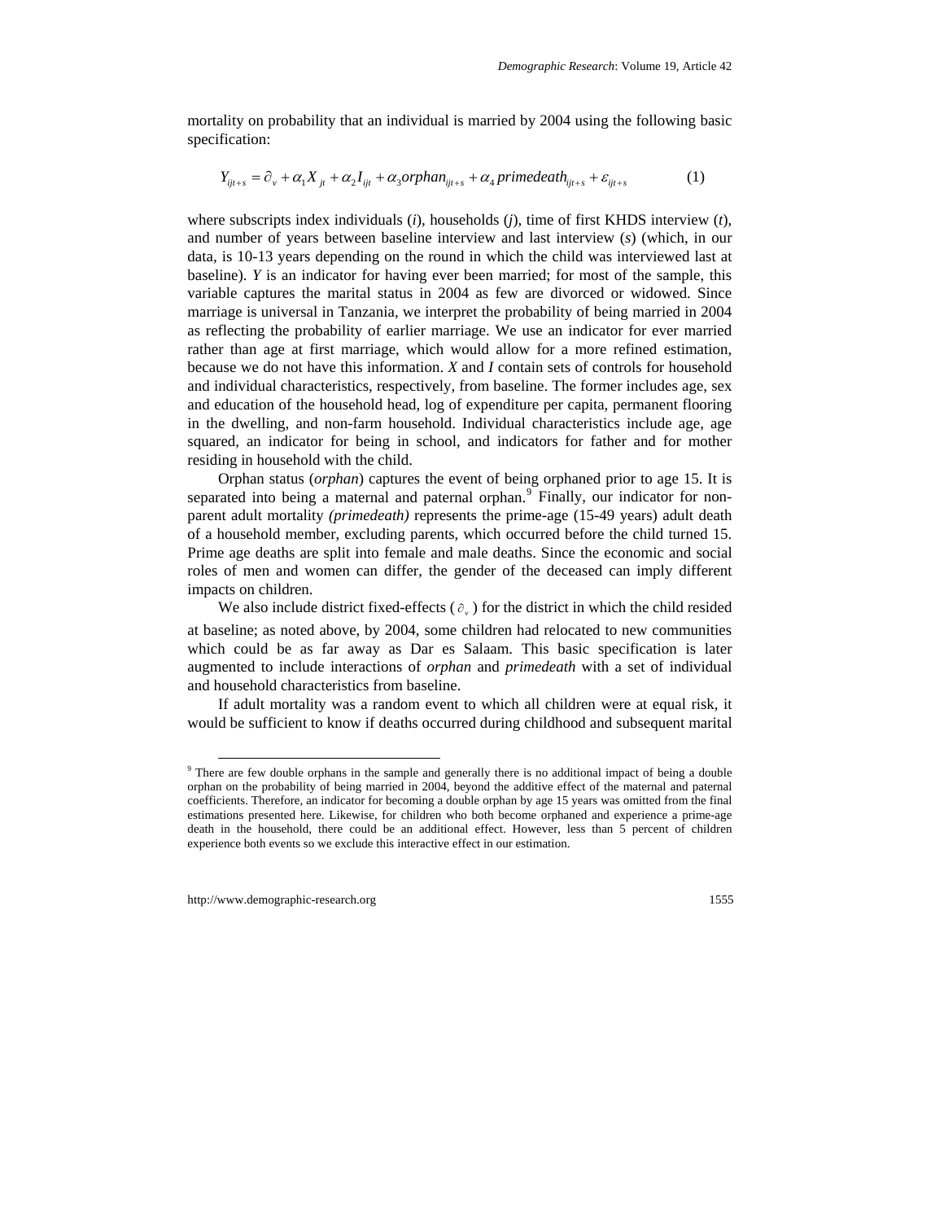mortality on probability that an individual is married by 2004 using the following basic specification:

$$Y_{ijt+s} = \partial_v + \alpha_1 X_{jt} + \alpha_2 I_{ijt} + \alpha_3 orphan_{ijt+s} + \alpha_4 primedeath_{ijt+s} + \varepsilon_{ijt+s} \qquad (1)$$

where subscripts index individuals ($i$), households ($j$), time of first KHDS interview ($t$), and number of years between baseline interview and last interview ($s$) (which, in our data, is 10-13 years depending on the round in which the child was interviewed last at baseline). $Y$ is an indicator for having ever been married; for most of the sample, this variable captures the marital status in 2004 as few are divorced or widowed. Since marriage is universal in Tanzania, we interpret the probability of being married in 2004 as reflecting the probability of earlier marriage. We use an indicator for ever married rather than age at first marriage, which would allow for a more refined estimation, because we do not have this information. $X$ and $I$ contain sets of controls for household and individual characteristics, respectively, from baseline. The former includes age, sex and education of the household head, log of expenditure per capita, permanent flooring in the dwelling, and non-farm household. Individual characteristics include age, age squared, an indicator for being in school, and indicators for father and for mother residing in household with the child.

Orphan status (*orphan*) captures the event of being orphaned prior to age 15. It is separated into being a maternal and paternal orphan.[9] Finally, our indicator for non-parent adult mortality *(primedeath)* represents the prime-age (15-49 years) adult death of a household member, excluding parents, which occurred before the child turned 15. Prime age deaths are split into female and male deaths. Since the economic and social roles of men and women can differ, the gender of the deceased can imply different impacts on children.

We also include district fixed-effects ($\partial_v$) for the district in which the child resided at baseline; as noted above, by 2004, some children had relocated to new communities which could be as far away as Dar es Salaam. This basic specification is later augmented to include interactions of *orphan* and *primedeath* with a set of individual and household characteristics from baseline.

If adult mortality was a random event to which all children were at equal risk, it would be sufficient to know if deaths occurred during childhood and subsequent marital

[9] There are few double orphans in the sample and generally there is no additional impact of being a double orphan on the probability of being married in 2004, beyond the additive effect of the maternal and paternal coefficients. Therefore, an indicator for becoming a double orphan by age 15 years was omitted from the final estimations presented here. Likewise, for children who both become orphaned and experience a prime-age death in the household, there could be an additional effect. However, less than 5 percent of children experience both events so we exclude this interactive effect in our estimation.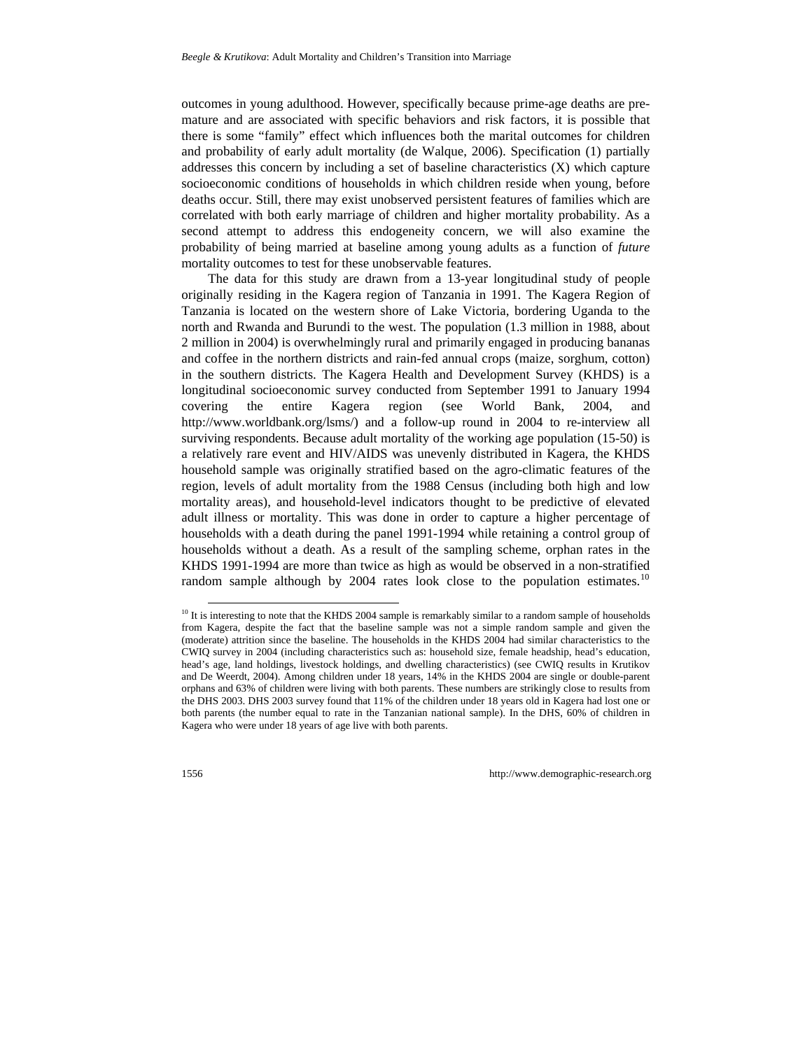outcomes in young adulthood. However, specifically because prime-age deaths are premature and are associated with specific behaviors and risk factors, it is possible that there is some "family" effect which influences both the marital outcomes for children and probability of early adult mortality (de Walque, 2006). Specification (1) partially addresses this concern by including a set of baseline characteristics (X) which capture socioeconomic conditions of households in which children reside when young, before deaths occur. Still, there may exist unobserved persistent features of families which are correlated with both early marriage of children and higher mortality probability. As a second attempt to address this endogeneity concern, we will also examine the probability of being married at baseline among young adults as a function of *future* mortality outcomes to test for these unobservable features.

The data for this study are drawn from a 13-year longitudinal study of people originally residing in the Kagera region of Tanzania in 1991. The Kagera Region of Tanzania is located on the western shore of Lake Victoria, bordering Uganda to the north and Rwanda and Burundi to the west. The population (1.3 million in 1988, about 2 million in 2004) is overwhelmingly rural and primarily engaged in producing bananas and coffee in the northern districts and rain-fed annual crops (maize, sorghum, cotton) in the southern districts. The Kagera Health and Development Survey (KHDS) is a longitudinal socioeconomic survey conducted from September 1991 to January 1994 covering the entire Kagera region (see World Bank, 2004, and http://www.worldbank.org/lsms/) and a follow-up round in 2004 to re-interview all surviving respondents. Because adult mortality of the working age population (15-50) is a relatively rare event and HIV/AIDS was unevenly distributed in Kagera, the KHDS household sample was originally stratified based on the agro-climatic features of the region, levels of adult mortality from the 1988 Census (including both high and low mortality areas), and household-level indicators thought to be predictive of elevated adult illness or mortality. This was done in order to capture a higher percentage of households with a death during the panel 1991-1994 while retaining a control group of households without a death. As a result of the sampling scheme, orphan rates in the KHDS 1991-1994 are more than twice as high as would be observed in a non-stratified random sample although by 2004 rates look close to the population estimates.[10]

[10] It is interesting to note that the KHDS 2004 sample is remarkably similar to a random sample of households from Kagera, despite the fact that the baseline sample was not a simple random sample and given the (moderate) attrition since the baseline. The households in the KHDS 2004 had similar characteristics to the CWIQ survey in 2004 (including characteristics such as: household size, female headship, head's education, head's age, land holdings, livestock holdings, and dwelling characteristics) (see CWIQ results in Krutikov and De Weerdt, 2004). Among children under 18 years, 14% in the KHDS 2004 are single or double-parent orphans and 63% of children were living with both parents. These numbers are strikingly close to results from the DHS 2003. DHS 2003 survey found that 11% of the children under 18 years old in Kagera had lost one or both parents (the number equal to rate in the Tanzanian national sample). In the DHS, 60% of children in Kagera who were under 18 years of age live with both parents.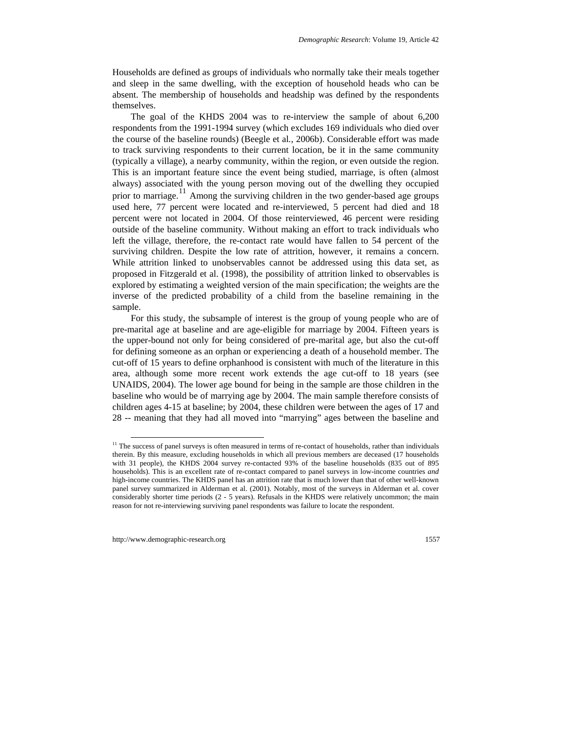Households are defined as groups of individuals who normally take their meals together and sleep in the same dwelling, with the exception of household heads who can be absent. The membership of households and headship was defined by the respondents themselves.

The goal of the KHDS 2004 was to re-interview the sample of about 6,200 respondents from the 1991-1994 survey (which excludes 169 individuals who died over the course of the baseline rounds) (Beegle et al*.*, 2006b). Considerable effort was made to track surviving respondents to their current location, be it in the same community (typically a village), a nearby community, within the region, or even outside the region. This is an important feature since the event being studied, marriage, is often (almost always) associated with the young person moving out of the dwelling they occupied prior to marriage.[11] Among the surviving children in the two gender-based age groups used here, 77 percent were located and re-interviewed, 5 percent had died and 18 percent were not located in 2004. Of those reinterviewed, 46 percent were residing outside of the baseline community. Without making an effort to track individuals who left the village, therefore, the re-contact rate would have fallen to 54 percent of the surviving children. Despite the low rate of attrition, however, it remains a concern. While attrition linked to unobservables cannot be addressed using this data set, as proposed in Fitzgerald et al. (1998), the possibility of attrition linked to observables is explored by estimating a weighted version of the main specification; the weights are the inverse of the predicted probability of a child from the baseline remaining in the sample.

For this study, the subsample of interest is the group of young people who are of pre-marital age at baseline and are age-eligible for marriage by 2004. Fifteen years is the upper-bound not only for being considered of pre-marital age, but also the cut-off for defining someone as an orphan or experiencing a death of a household member. The cut-off of 15 years to define orphanhood is consistent with much of the literature in this area, although some more recent work extends the age cut-off to 18 years (see UNAIDS, 2004). The lower age bound for being in the sample are those children in the baseline who would be of marrying age by 2004. The main sample therefore consists of children ages 4-15 at baseline; by 2004, these children were between the ages of 17 and 28 -- meaning that they had all moved into "marrying" ages between the baseline and

---

[11] The success of panel surveys is often measured in terms of re-contact of households, rather than individuals therein. By this measure, excluding households in which all previous members are deceased (17 households with 31 people), the KHDS 2004 survey re-contacted 93% of the baseline households (835 out of 895 households). This is an excellent rate of re-contact compared to panel surveys in low-income countries *and* high-income countries. The KHDS panel has an attrition rate that is much lower than that of other well-known panel survey summarized in Alderman et al. (2001). Notably, most of the surveys in Alderman et al. cover considerably shorter time periods (2 - 5 years). Refusals in the KHDS were relatively uncommon; the main reason for not re-interviewing surviving panel respondents was failure to locate the respondent.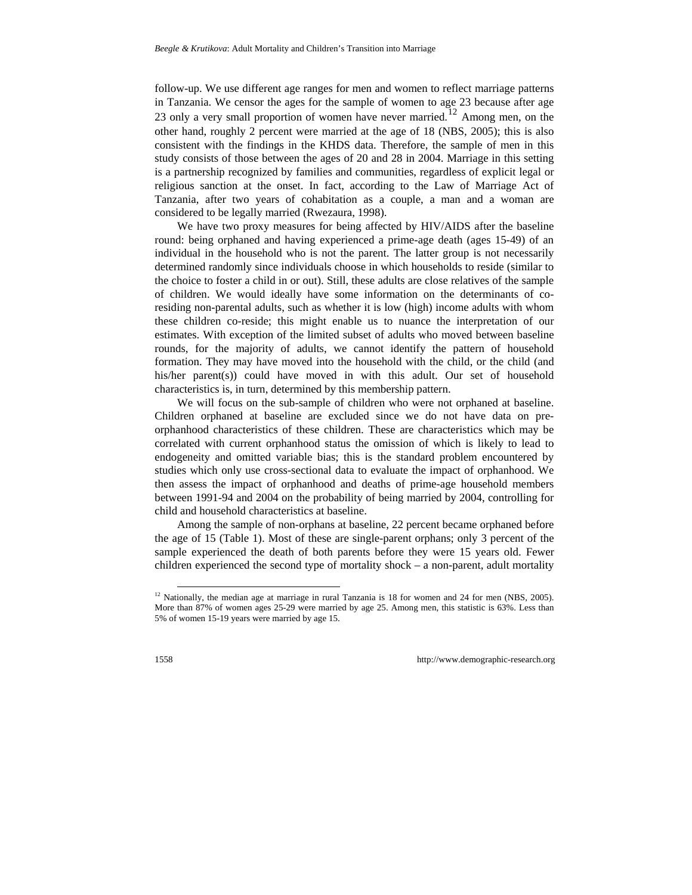follow-up. We use different age ranges for men and women to reflect marriage patterns in Tanzania. We censor the ages for the sample of women to age 23 because after age 23 only a very small proportion of women have never married.[12] Among men, on the other hand, roughly 2 percent were married at the age of 18 (NBS, 2005); this is also consistent with the findings in the KHDS data. Therefore, the sample of men in this study consists of those between the ages of 20 and 28 in 2004. Marriage in this setting is a partnership recognized by families and communities, regardless of explicit legal or religious sanction at the onset. In fact, according to the Law of Marriage Act of Tanzania, after two years of cohabitation as a couple, a man and a woman are considered to be legally married (Rwezaura, 1998).

We have two proxy measures for being affected by HIV/AIDS after the baseline round: being orphaned and having experienced a prime-age death (ages 15-49) of an individual in the household who is not the parent. The latter group is not necessarily determined randomly since individuals choose in which households to reside (similar to the choice to foster a child in or out). Still, these adults are close relatives of the sample of children. We would ideally have some information on the determinants of co-residing non-parental adults, such as whether it is low (high) income adults with whom these children co-reside; this might enable us to nuance the interpretation of our estimates. With exception of the limited subset of adults who moved between baseline rounds, for the majority of adults, we cannot identify the pattern of household formation. They may have moved into the household with the child, or the child (and his/her parent(s)) could have moved in with this adult. Our set of household characteristics is, in turn, determined by this membership pattern.

We will focus on the sub-sample of children who were not orphaned at baseline. Children orphaned at baseline are excluded since we do not have data on pre-orphanhood characteristics of these children. These are characteristics which may be correlated with current orphanhood status the omission of which is likely to lead to endogeneity and omitted variable bias; this is the standard problem encountered by studies which only use cross-sectional data to evaluate the impact of orphanhood. We then assess the impact of orphanhood and deaths of prime-age household members between 1991-94 and 2004 on the probability of being married by 2004, controlling for child and household characteristics at baseline.

Among the sample of non-orphans at baseline, 22 percent became orphaned before the age of 15 (Table 1). Most of these are single-parent orphans; only 3 percent of the sample experienced the death of both parents before they were 15 years old. Fewer children experienced the second type of mortality shock – a non-parent, adult mortality

[12] Nationally, the median age at marriage in rural Tanzania is 18 for women and 24 for men (NBS, 2005). More than 87% of women ages 25-29 were married by age 25. Among men, this statistic is 63%. Less than 5% of women 15-19 years were married by age 15.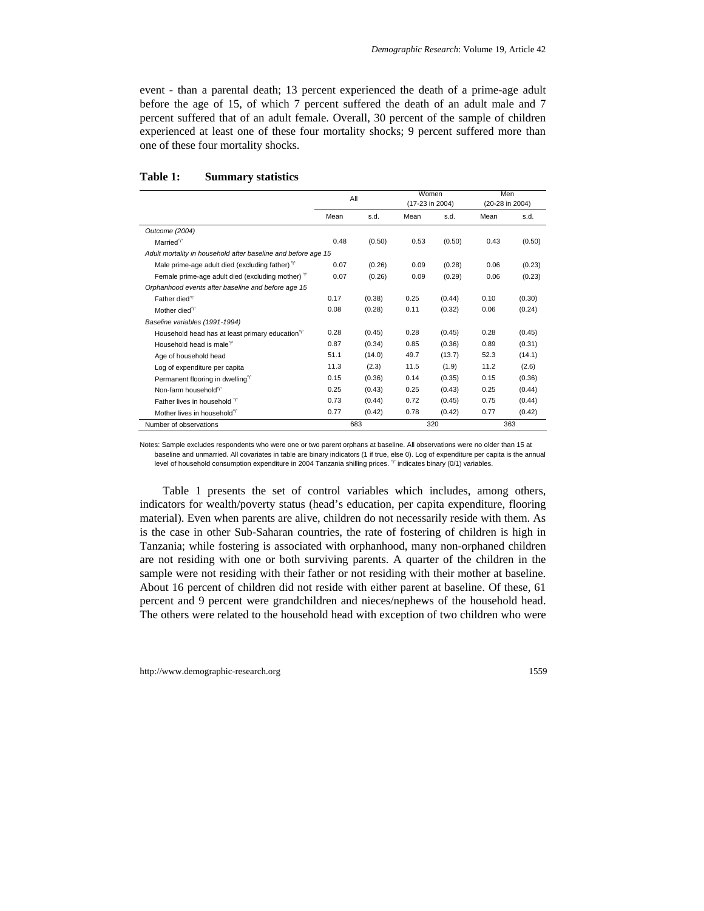event - than a parental death; 13 percent experienced the death of a prime-age adult before the age of 15, of which 7 percent suffered the death of an adult male and 7 percent suffered that of an adult female. Overall, 30 percent of the sample of children experienced at least one of these four mortality shocks; 9 percent suffered more than one of these four mortality shocks.

**Table 1: Summary statistics**

| | All | | Women (17-23 in 2004) | | Men (20-28 in 2004) | |
|---|---|---|---|---|---|---|
| | Mean | s.d. | Mean | s.d. | Mean | s.d. |
| *Outcome (2004)* | | | | | | |
| Married ♈ | 0.48 | (0.50) | 0.53 | (0.50) | 0.43 | (0.50) |
| *Adult mortality in household after baseline and before age 15* | | | | | | |
| Male prime-age adult died (excluding father) ♈ | 0.07 | (0.26) | 0.09 | (0.28) | 0.06 | (0.23) |
| Female prime-age adult died (excluding mother) ♈ | 0.07 | (0.26) | 0.09 | (0.29) | 0.06 | (0.23) |
| *Orphanhood events after baseline and before age 15* | | | | | | |
| Father died ♈ | 0.17 | (0.38) | 0.25 | (0.44) | 0.10 | (0.30) |
| Mother died ♈ | 0.08 | (0.28) | 0.11 | (0.32) | 0.06 | (0.24) |
| *Baseline variables (1991-1994)* | | | | | | |
| Household head has at least primary education ♈ | 0.28 | (0.45) | 0.28 | (0.45) | 0.28 | (0.45) |
| Household head is male ♈ | 0.87 | (0.34) | 0.85 | (0.36) | 0.89 | (0.31) |
| Age of household head | 51.1 | (14.0) | 49.7 | (13.7) | 52.3 | (14.1) |
| Log of expenditure per capita | 11.3 | (2.3) | 11.5 | (1.9) | 11.2 | (2.6) |
| Permanent flooring in dwelling ♈ | 0.15 | (0.36) | 0.14 | (0.35) | 0.15 | (0.36) |
| Non-farm household ♈ | 0.25 | (0.43) | 0.25 | (0.43) | 0.25 | (0.44) |
| Father lives in household ♈ | 0.73 | (0.44) | 0.72 | (0.45) | 0.75 | (0.44) |
| Mother lives in household ♈ | 0.77 | (0.42) | 0.78 | (0.42) | 0.77 | (0.42) |
| Number of observations | 683 | | 320 | | 363 | |

Notes: Sample excludes respondents who were one or two parent orphans at baseline. All observations were no older than 15 at baseline and unmarried. All covariates in table are binary indicators (1 if true, else 0). Log of expenditure per capita is the annual level of household consumption expenditure in 2004 Tanzania shilling prices. ♈ indicates binary (0/1) variables.

Table 1 presents the set of control variables which includes, among others, indicators for wealth/poverty status (head's education, per capita expenditure, flooring material). Even when parents are alive, children do not necessarily reside with them. As is the case in other Sub-Saharan countries, the rate of fostering of children is high in Tanzania; while fostering is associated with orphanhood, many non-orphaned children are not residing with one or both surviving parents. A quarter of the children in the sample were not residing with their father or not residing with their mother at baseline. About 16 percent of children did not reside with either parent at baseline. Of these, 61 percent and 9 percent were grandchildren and nieces/nephews of the household head. The others were related to the household head with exception of two children who were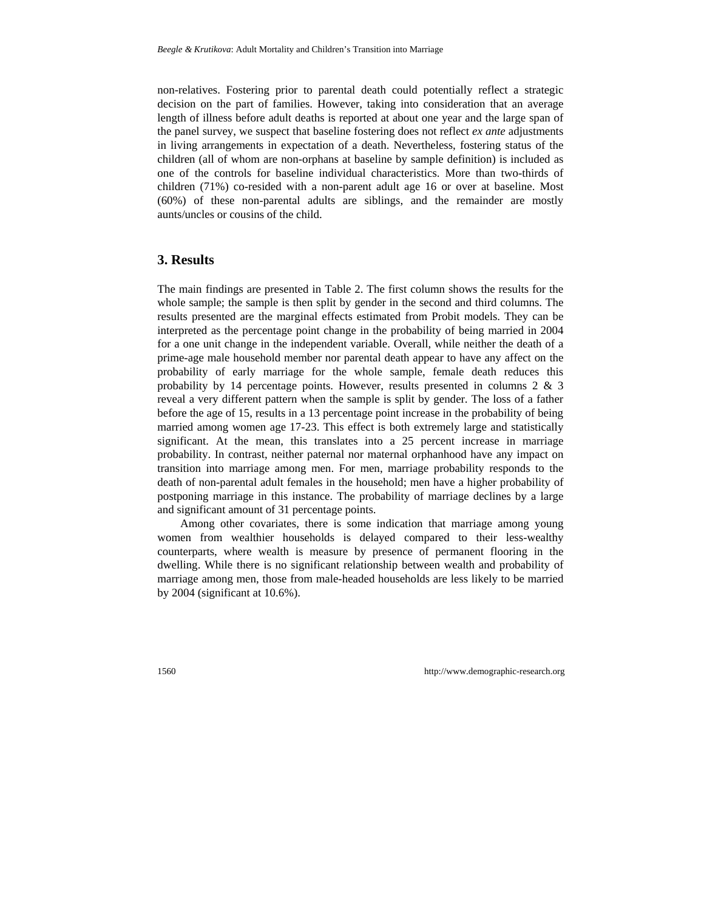non-relatives. Fostering prior to parental death could potentially reflect a strategic decision on the part of families. However, taking into consideration that an average length of illness before adult deaths is reported at about one year and the large span of the panel survey, we suspect that baseline fostering does not reflect *ex ante* adjustments in living arrangements in expectation of a death. Nevertheless, fostering status of the children (all of whom are non-orphans at baseline by sample definition) is included as one of the controls for baseline individual characteristics. More than two-thirds of children (71%) co-resided with a non-parent adult age 16 or over at baseline. Most (60%) of these non-parental adults are siblings, and the remainder are mostly aunts/uncles or cousins of the child.

## 3. Results

The main findings are presented in Table 2. The first column shows the results for the whole sample; the sample is then split by gender in the second and third columns. The results presented are the marginal effects estimated from Probit models. They can be interpreted as the percentage point change in the probability of being married in 2004 for a one unit change in the independent variable. Overall, while neither the death of a prime-age male household member nor parental death appear to have any affect on the probability of early marriage for the whole sample, female death reduces this probability by 14 percentage points. However, results presented in columns 2 & 3 reveal a very different pattern when the sample is split by gender. The loss of a father before the age of 15, results in a 13 percentage point increase in the probability of being married among women age 17-23. This effect is both extremely large and statistically significant. At the mean, this translates into a 25 percent increase in marriage probability. In contrast, neither paternal nor maternal orphanhood have any impact on transition into marriage among men. For men, marriage probability responds to the death of non-parental adult females in the household; men have a higher probability of postponing marriage in this instance. The probability of marriage declines by a large and significant amount of 31 percentage points.

Among other covariates, there is some indication that marriage among young women from wealthier households is delayed compared to their less-wealthy counterparts, where wealth is measure by presence of permanent flooring in the dwelling. While there is no significant relationship between wealth and probability of marriage among men, those from male-headed households are less likely to be married by 2004 (significant at 10.6%).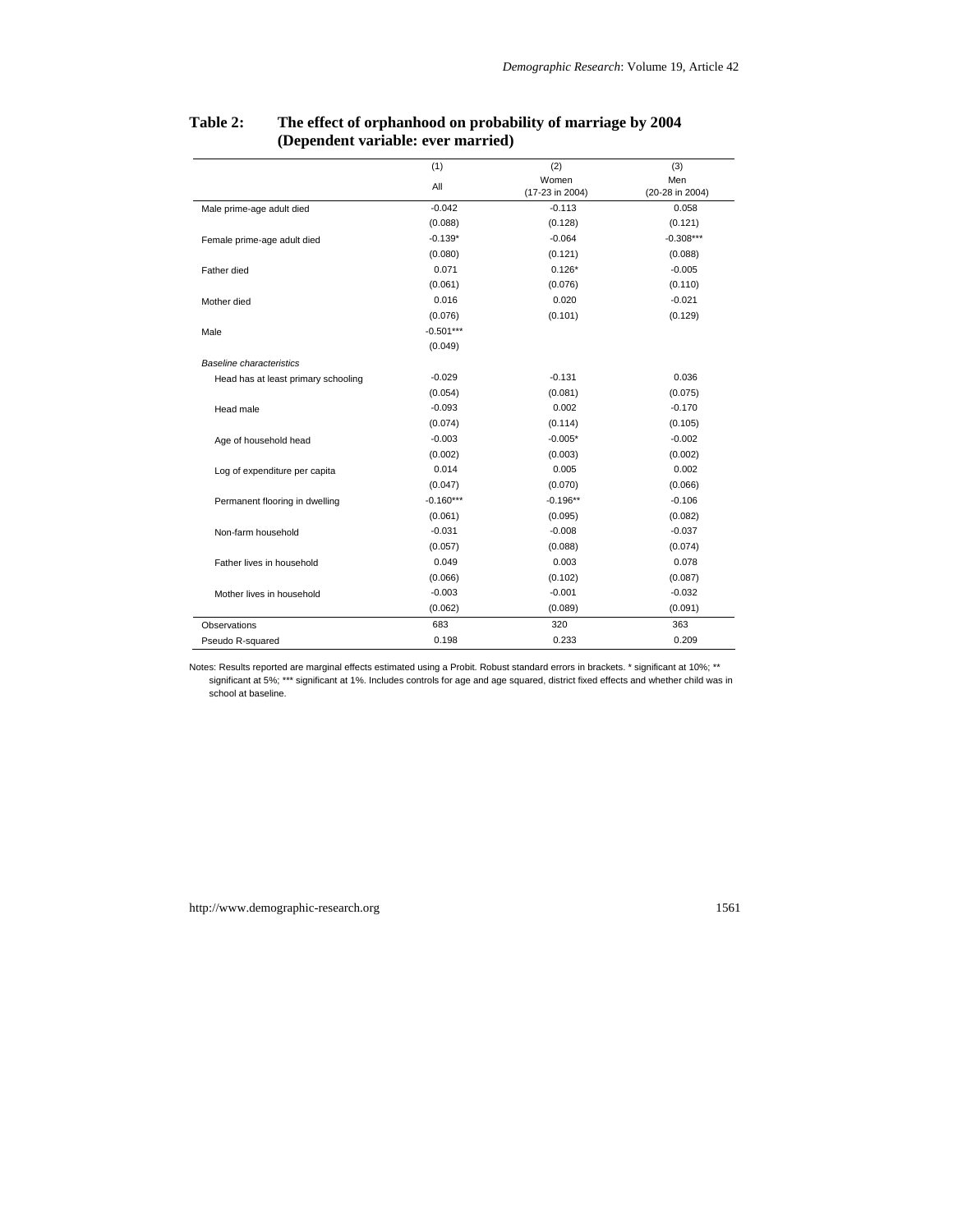**Table 2: The effect of orphanhood on probability of marriage by 2004 (Dependent variable: ever married)**

| | (1) All | (2) Women (17-23 in 2004) | (3) Men (20-28 in 2004) |
|---|---|---|---|
| Male prime-age adult died | -0.042 | -0.113 | 0.058 |
| | (0.088) | (0.128) | (0.121) |
| Female prime-age adult died | -0.139* | -0.064 | -0.308*** |
| | (0.080) | (0.121) | (0.088) |
| Father died | 0.071 | 0.126* | -0.005 |
| | (0.061) | (0.076) | (0.110) |
| Mother died | 0.016 | 0.020 | -0.021 |
| | (0.076) | (0.101) | (0.129) |
| Male | -0.501*** | | |
| | (0.049) | | |
| *Baseline characteristics* | | | |
| Head has at least primary schooling | -0.029 | -0.131 | 0.036 |
| | (0.054) | (0.081) | (0.075) |
| Head male | -0.093 | 0.002 | -0.170 |
| | (0.074) | (0.114) | (0.105) |
| Age of household head | -0.003 | -0.005* | -0.002 |
| | (0.002) | (0.003) | (0.002) |
| Log of expenditure per capita | 0.014 | 0.005 | 0.002 |
| | (0.047) | (0.070) | (0.066) |
| Permanent flooring in dwelling | -0.160*** | -0.196** | -0.106 |
| | (0.061) | (0.095) | (0.082) |
| Non-farm household | -0.031 | -0.008 | -0.037 |
| | (0.057) | (0.088) | (0.074) |
| Father lives in household | 0.049 | 0.003 | 0.078 |
| | (0.066) | (0.102) | (0.087) |
| Mother lives in household | -0.003 | -0.001 | -0.032 |
| | (0.062) | (0.089) | (0.091) |
| Observations | 683 | 320 | 363 |
| Pseudo R-squared | 0.198 | 0.233 | 0.209 |

Notes: Results reported are marginal effects estimated using a Probit. Robust standard errors in brackets. * significant at 10%; ** significant at 5%; *** significant at 1%. Includes controls for age and age squared, district fixed effects and whether child was in school at baseline.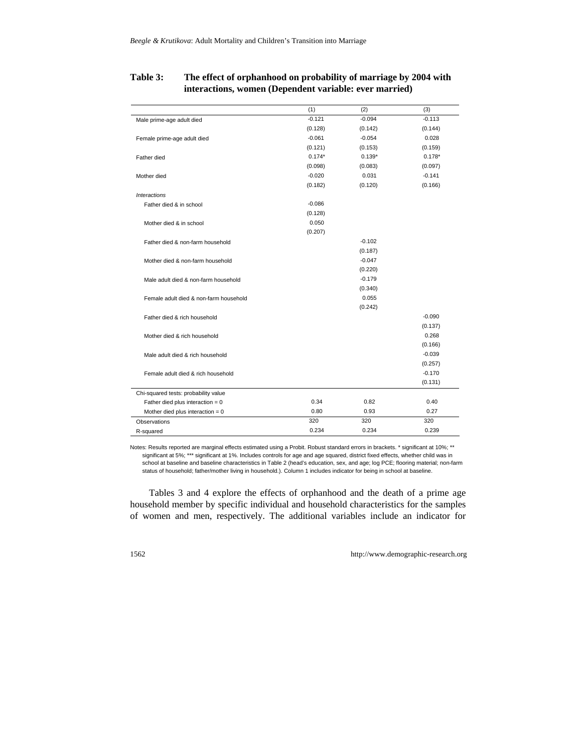**Table 3: The effect of orphanhood on probability of marriage by 2004 with interactions, women (Dependent variable: ever married)**

| | (1) | (2) | (3) |
|---|---|---|---|
| Male prime-age adult died | -0.121 | -0.094 | -0.113 |
| | (0.128) | (0.142) | (0.144) |
| Female prime-age adult died | -0.061 | -0.054 | 0.028 |
| | (0.121) | (0.153) | (0.159) |
| Father died | 0.174* | 0.139* | 0.178* |
| | (0.098) | (0.083) | (0.097) |
| Mother died | -0.020 | 0.031 | -0.141 |
| | (0.182) | (0.120) | (0.166) |
| *Interactions* | | | |
| Father died & in school | -0.086 | | |
| | (0.128) | | |
| Mother died & in school | 0.050 | | |
| | (0.207) | | |
| Father died & non-farm household | | -0.102 | |
| | | (0.187) | |
| Mother died & non-farm household | | -0.047 | |
| | | (0.220) | |
| Male adult died & non-farm household | | -0.179 | |
| | | (0.340) | |
| Female adult died & non-farm household | | 0.055 | |
| | | (0.242) | |
| Father died & rich household | | | -0.090 |
| | | | (0.137) |
| Mother died & rich household | | | 0.268 |
| | | | (0.166) |
| Male adult died & rich household | | | -0.039 |
| | | | (0.257) |
| Female adult died & rich household | | | -0.170 |
| | | | (0.131) |
| Chi-squared tests: probability value | | | |
| Father died plus interaction = 0 | 0.34 | 0.82 | 0.40 |
| Mother died plus interaction = 0 | 0.80 | 0.93 | 0.27 |
| Observations | 320 | 320 | 320 |
| R-squared | 0.234 | 0.234 | 0.239 |

Notes: Results reported are marginal effects estimated using a Probit. Robust standard errors in brackets. * significant at 10%; ** significant at 5%; *** significant at 1%. Includes controls for age and age squared, district fixed effects, whether child was in school at baseline and baseline characteristics in Table 2 (head's education, sex, and age; log PCE; flooring material; non-farm status of household; father/mother living in household.). Column 1 includes indicator for being in school at baseline.

Tables 3 and 4 explore the effects of orphanhood and the death of a prime age household member by specific individual and household characteristics for the samples of women and men, respectively. The additional variables include an indicator for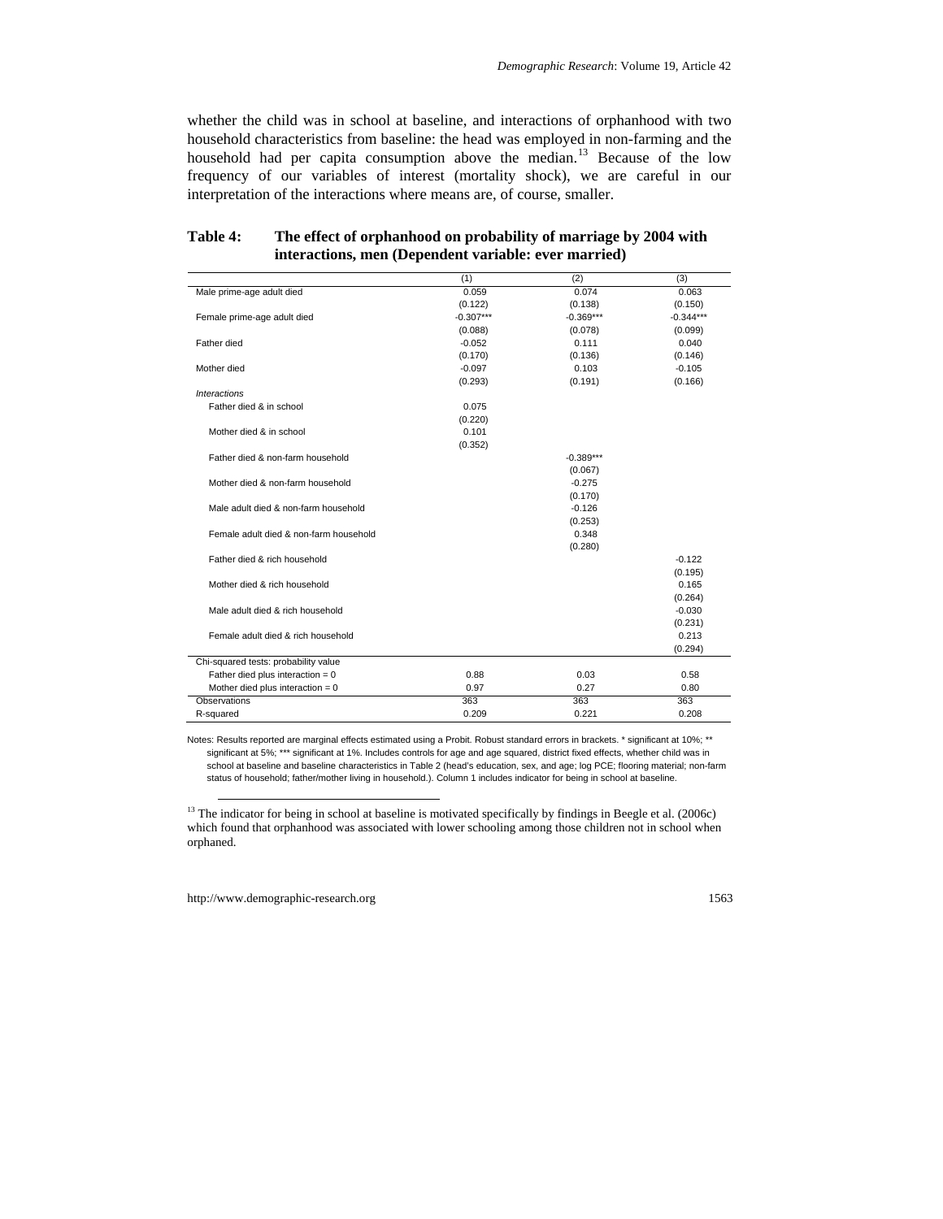whether the child was in school at baseline, and interactions of orphanhood with two household characteristics from baseline: the head was employed in non-farming and the household had per capita consumption above the median.[13] Because of the low frequency of our variables of interest (mortality shock), we are careful in our interpretation of the interactions where means are, of course, smaller.

**Table 4: The effect of orphanhood on probability of marriage by 2004 with interactions, men (Dependent variable: ever married)**

| | (1) | (2) | (3) |
|---|---|---|---|
| Male prime-age adult died | 0.059 | 0.074 | 0.063 |
| | (0.122) | (0.138) | (0.150) |
| Female prime-age adult died | -0.307*** | -0.369*** | -0.344*** |
| | (0.088) | (0.078) | (0.099) |
| Father died | -0.052 | 0.111 | 0.040 |
| | (0.170) | (0.136) | (0.146) |
| Mother died | -0.097 | 0.103 | -0.105 |
| | (0.293) | (0.191) | (0.166) |
| *Interactions* | | | |
| Father died & in school | 0.075 | | |
| | (0.220) | | |
| Mother died & in school | 0.101 | | |
| | (0.352) | | |
| Father died & non-farm household | | -0.389*** | |
| | | (0.067) | |
| Mother died & non-farm household | | -0.275 | |
| | | (0.170) | |
| Male adult died & non-farm household | | -0.126 | |
| | | (0.253) | |
| Female adult died & non-farm household | | 0.348 | |
| | | (0.280) | |
| Father died & rich household | | | -0.122 |
| | | | (0.195) |
| Mother died & rich household | | | 0.165 |
| | | | (0.264) |
| Male adult died & rich household | | | -0.030 |
| | | | (0.231) |
| Female adult died & rich household | | | 0.213 |
| | | | (0.294) |
| Chi-squared tests: probability value | | | |
| Father died plus interaction = 0 | 0.88 | 0.03 | 0.58 |
| Mother died plus interaction = 0 | 0.97 | 0.27 | 0.80 |
| Observations | 363 | 363 | 363 |
| R-squared | 0.209 | 0.221 | 0.208 |

Notes: Results reported are marginal effects estimated using a Probit. Robust standard errors in brackets. * significant at 10%; ** significant at 5%; *** significant at 1%. Includes controls for age and age squared, district fixed effects, whether child was in school at baseline and baseline characteristics in Table 2 (head's education, sex, and age; log PCE; flooring material; non-farm status of household; father/mother living in household.). Column 1 includes indicator for being in school at baseline.

[13] The indicator for being in school at baseline is motivated specifically by findings in Beegle et al. (2006c) which found that orphanhood was associated with lower schooling among those children not in school when orphaned.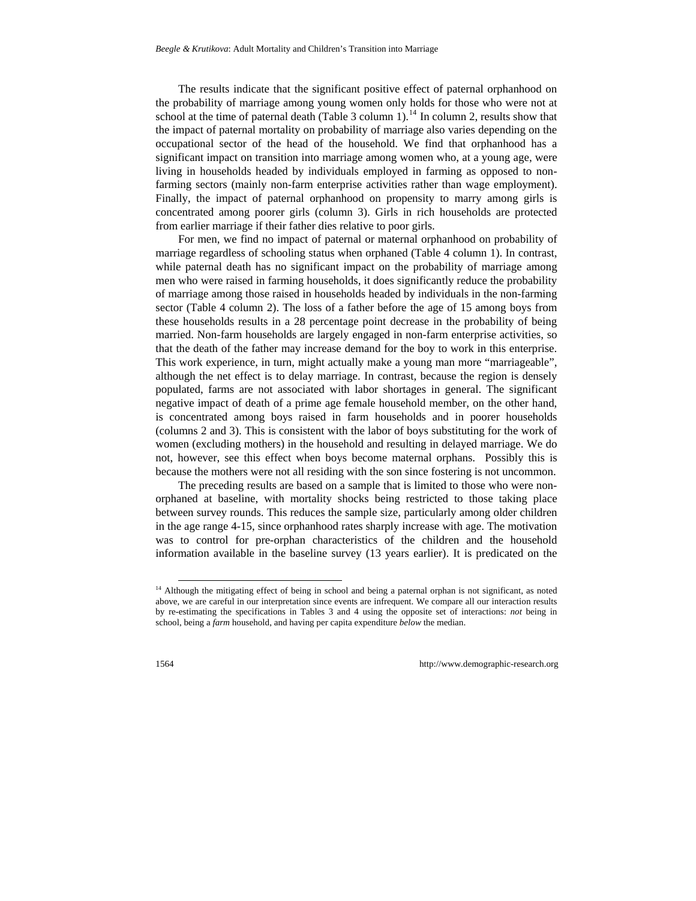The results indicate that the significant positive effect of paternal orphanhood on the probability of marriage among young women only holds for those who were not at school at the time of paternal death (Table 3 column 1).[14] In column 2, results show that the impact of paternal mortality on probability of marriage also varies depending on the occupational sector of the head of the household. We find that orphanhood has a significant impact on transition into marriage among women who, at a young age, were living in households headed by individuals employed in farming as opposed to non-farming sectors (mainly non-farm enterprise activities rather than wage employment). Finally, the impact of paternal orphanhood on propensity to marry among girls is concentrated among poorer girls (column 3). Girls in rich households are protected from earlier marriage if their father dies relative to poor girls.

For men, we find no impact of paternal or maternal orphanhood on probability of marriage regardless of schooling status when orphaned (Table 4 column 1). In contrast, while paternal death has no significant impact on the probability of marriage among men who were raised in farming households, it does significantly reduce the probability of marriage among those raised in households headed by individuals in the non-farming sector (Table 4 column 2). The loss of a father before the age of 15 among boys from these households results in a 28 percentage point decrease in the probability of being married. Non-farm households are largely engaged in non-farm enterprise activities, so that the death of the father may increase demand for the boy to work in this enterprise. This work experience, in turn, might actually make a young man more "marriageable", although the net effect is to delay marriage. In contrast, because the region is densely populated, farms are not associated with labor shortages in general. The significant negative impact of death of a prime age female household member, on the other hand, is concentrated among boys raised in farm households and in poorer households (columns 2 and 3). This is consistent with the labor of boys substituting for the work of women (excluding mothers) in the household and resulting in delayed marriage. We do not, however, see this effect when boys become maternal orphans. Possibly this is because the mothers were not all residing with the son since fostering is not uncommon.

The preceding results are based on a sample that is limited to those who were non-orphaned at baseline, with mortality shocks being restricted to those taking place between survey rounds. This reduces the sample size, particularly among older children in the age range 4-15, since orphanhood rates sharply increase with age. The motivation was to control for pre-orphan characteristics of the children and the household information available in the baseline survey (13 years earlier). It is predicated on the

[14] Although the mitigating effect of being in school and being a paternal orphan is not significant, as noted above, we are careful in our interpretation since events are infrequent. We compare all our interaction results by re-estimating the specifications in Tables 3 and 4 using the opposite set of interactions: *not* being in school, being a *farm* household, and having per capita expenditure *below* the median.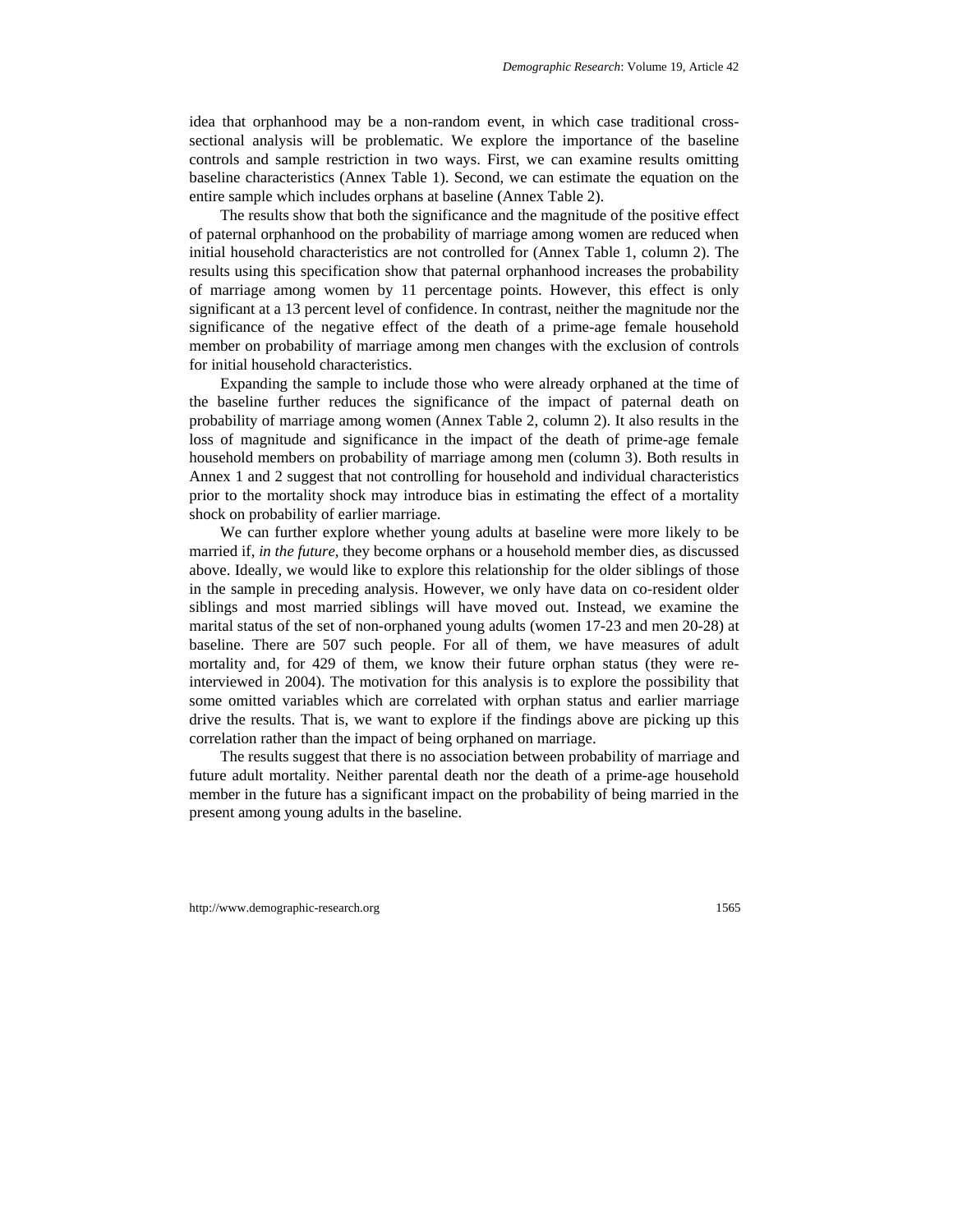idea that orphanhood may be a non-random event, in which case traditional cross-sectional analysis will be problematic. We explore the importance of the baseline controls and sample restriction in two ways. First, we can examine results omitting baseline characteristics (Annex Table 1). Second, we can estimate the equation on the entire sample which includes orphans at baseline (Annex Table 2).

The results show that both the significance and the magnitude of the positive effect of paternal orphanhood on the probability of marriage among women are reduced when initial household characteristics are not controlled for (Annex Table 1, column 2). The results using this specification show that paternal orphanhood increases the probability of marriage among women by 11 percentage points. However, this effect is only significant at a 13 percent level of confidence. In contrast, neither the magnitude nor the significance of the negative effect of the death of a prime-age female household member on probability of marriage among men changes with the exclusion of controls for initial household characteristics.

Expanding the sample to include those who were already orphaned at the time of the baseline further reduces the significance of the impact of paternal death on probability of marriage among women (Annex Table 2, column 2). It also results in the loss of magnitude and significance in the impact of the death of prime-age female household members on probability of marriage among men (column 3). Both results in Annex 1 and 2 suggest that not controlling for household and individual characteristics prior to the mortality shock may introduce bias in estimating the effect of a mortality shock on probability of earlier marriage.

We can further explore whether young adults at baseline were more likely to be married if, *in the future*, they become orphans or a household member dies, as discussed above. Ideally, we would like to explore this relationship for the older siblings of those in the sample in preceding analysis. However, we only have data on co-resident older siblings and most married siblings will have moved out. Instead, we examine the marital status of the set of non-orphaned young adults (women 17-23 and men 20-28) at baseline. There are 507 such people. For all of them, we have measures of adult mortality and, for 429 of them, we know their future orphan status (they were re-interviewed in 2004). The motivation for this analysis is to explore the possibility that some omitted variables which are correlated with orphan status and earlier marriage drive the results. That is, we want to explore if the findings above are picking up this correlation rather than the impact of being orphaned on marriage.

The results suggest that there is no association between probability of marriage and future adult mortality. Neither parental death nor the death of a prime-age household member in the future has a significant impact on the probability of being married in the present among young adults in the baseline.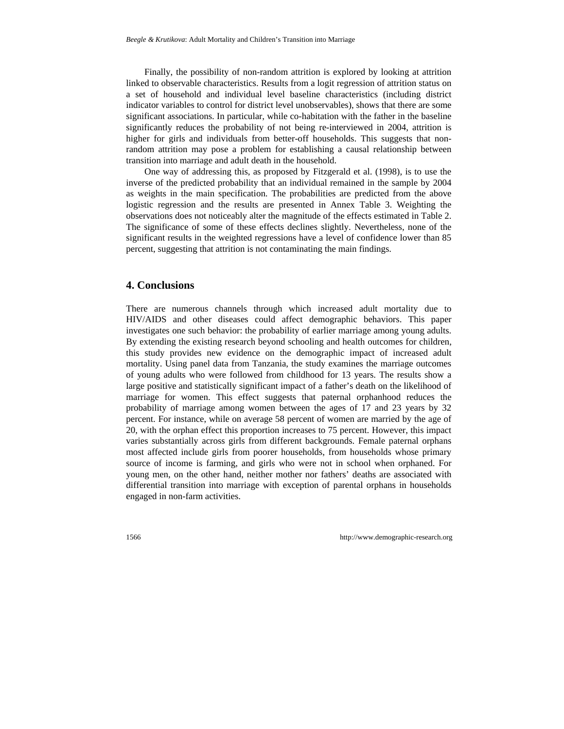Finally, the possibility of non-random attrition is explored by looking at attrition linked to observable characteristics. Results from a logit regression of attrition status on a set of household and individual level baseline characteristics (including district indicator variables to control for district level unobservables), shows that there are some significant associations. In particular, while co-habitation with the father in the baseline significantly reduces the probability of not being re-interviewed in 2004, attrition is higher for girls and individuals from better-off households. This suggests that non-random attrition may pose a problem for establishing a causal relationship between transition into marriage and adult death in the household.

One way of addressing this, as proposed by Fitzgerald et al. (1998), is to use the inverse of the predicted probability that an individual remained in the sample by 2004 as weights in the main specification. The probabilities are predicted from the above logistic regression and the results are presented in Annex Table 3. Weighting the observations does not noticeably alter the magnitude of the effects estimated in Table 2. The significance of some of these effects declines slightly. Nevertheless, none of the significant results in the weighted regressions have a level of confidence lower than 85 percent, suggesting that attrition is not contaminating the main findings.

## 4. Conclusions

There are numerous channels through which increased adult mortality due to HIV/AIDS and other diseases could affect demographic behaviors. This paper investigates one such behavior: the probability of earlier marriage among young adults. By extending the existing research beyond schooling and health outcomes for children, this study provides new evidence on the demographic impact of increased adult mortality. Using panel data from Tanzania, the study examines the marriage outcomes of young adults who were followed from childhood for 13 years. The results show a large positive and statistically significant impact of a father's death on the likelihood of marriage for women. This effect suggests that paternal orphanhood reduces the probability of marriage among women between the ages of 17 and 23 years by 32 percent. For instance, while on average 58 percent of women are married by the age of 20, with the orphan effect this proportion increases to 75 percent. However, this impact varies substantially across girls from different backgrounds. Female paternal orphans most affected include girls from poorer households, from households whose primary source of income is farming, and girls who were not in school when orphaned. For young men, on the other hand, neither mother nor fathers' deaths are associated with differential transition into marriage with exception of parental orphans in households engaged in non-farm activities.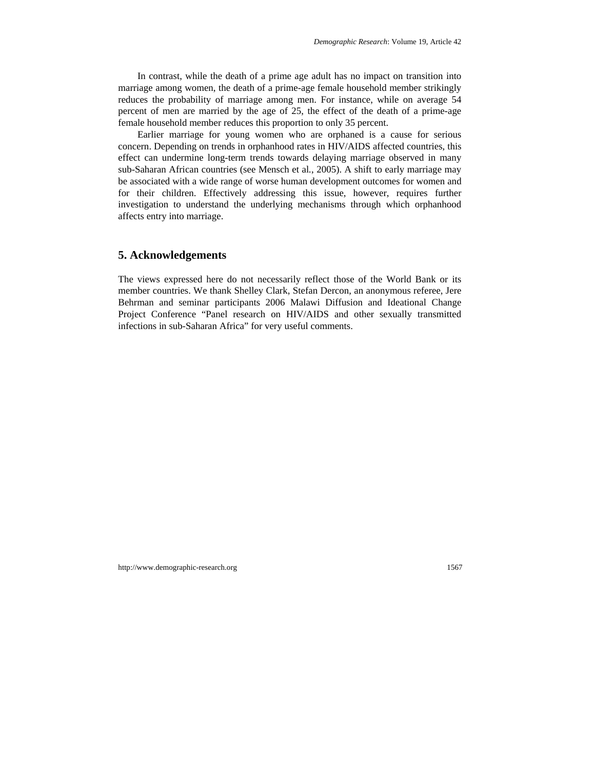In contrast, while the death of a prime age adult has no impact on transition into marriage among women, the death of a prime-age female household member strikingly reduces the probability of marriage among men. For instance, while on average 54 percent of men are married by the age of 25, the effect of the death of a prime-age female household member reduces this proportion to only 35 percent.

Earlier marriage for young women who are orphaned is a cause for serious concern. Depending on trends in orphanhood rates in HIV/AIDS affected countries, this effect can undermine long-term trends towards delaying marriage observed in many sub-Saharan African countries (see Mensch et al., 2005). A shift to early marriage may be associated with a wide range of worse human development outcomes for women and for their children. Effectively addressing this issue, however, requires further investigation to understand the underlying mechanisms through which orphanhood affects entry into marriage.

## 5. Acknowledgements

The views expressed here do not necessarily reflect those of the World Bank or its member countries. We thank Shelley Clark, Stefan Dercon, an anonymous referee, Jere Behrman and seminar participants 2006 Malawi Diffusion and Ideational Change Project Conference "Panel research on HIV/AIDS and other sexually transmitted infections in sub-Saharan Africa" for very useful comments.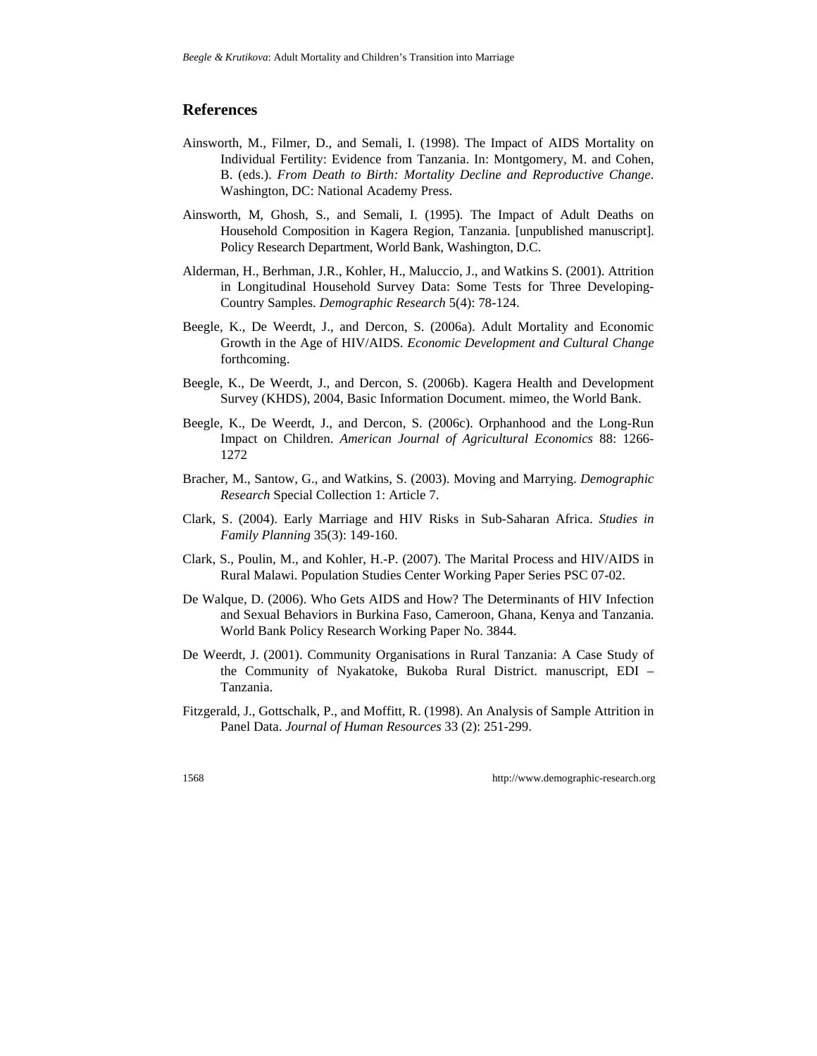## References

Ainsworth, M., Filmer, D., and Semali, I. (1998). The Impact of AIDS Mortality on Individual Fertility: Evidence from Tanzania. In: Montgomery, M. and Cohen, B. (eds.). *From Death to Birth: Mortality Decline and Reproductive Change*. Washington, DC: National Academy Press.

Ainsworth, M, Ghosh, S., and Semali, I. (1995). The Impact of Adult Deaths on Household Composition in Kagera Region, Tanzania. [unpublished manuscript]. Policy Research Department, World Bank, Washington, D.C.

Alderman, H., Berhman, J.R., Kohler, H., Maluccio, J., and Watkins S. (2001). Attrition in Longitudinal Household Survey Data: Some Tests for Three Developing-Country Samples. *Demographic Research* 5(4): 78-124.

Beegle, K., De Weerdt, J., and Dercon, S. (2006a). Adult Mortality and Economic Growth in the Age of HIV/AIDS. *Economic Development and Cultural Change* forthcoming.

Beegle, K., De Weerdt, J., and Dercon, S. (2006b). Kagera Health and Development Survey (KHDS), 2004, Basic Information Document. mimeo, the World Bank.

Beegle, K., De Weerdt, J., and Dercon, S. (2006c). Orphanhood and the Long-Run Impact on Children. *American Journal of Agricultural Economics* 88: 1266-1272

Bracher, M., Santow, G., and Watkins, S. (2003). Moving and Marrying. *Demographic Research* Special Collection 1: Article 7.

Clark, S. (2004). Early Marriage and HIV Risks in Sub-Saharan Africa. *Studies in Family Planning* 35(3): 149-160.

Clark, S., Poulin, M., and Kohler, H.-P. (2007). The Marital Process and HIV/AIDS in Rural Malawi. Population Studies Center Working Paper Series PSC 07-02.

De Walque, D. (2006). Who Gets AIDS and How? The Determinants of HIV Infection and Sexual Behaviors in Burkina Faso, Cameroon, Ghana, Kenya and Tanzania. World Bank Policy Research Working Paper No. 3844.

De Weerdt, J. (2001). Community Organisations in Rural Tanzania: A Case Study of the Community of Nyakatoke, Bukoba Rural District. manuscript, EDI – Tanzania.

Fitzgerald, J., Gottschalk, P., and Moffitt, R. (1998). An Analysis of Sample Attrition in Panel Data. *Journal of Human Resources* 33 (2): 251-299.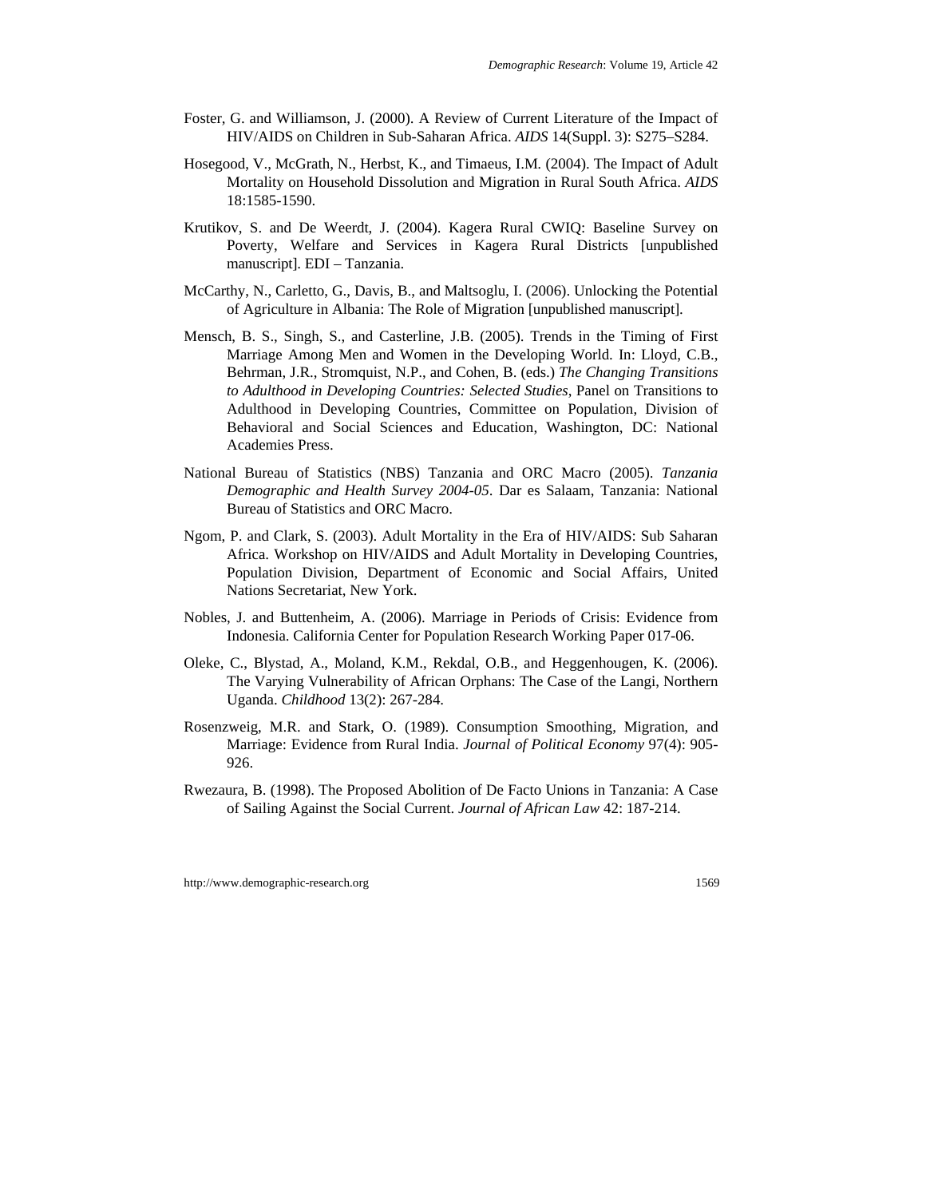Foster, G. and Williamson, J. (2000). A Review of Current Literature of the Impact of HIV/AIDS on Children in Sub-Saharan Africa. *AIDS* 14(Suppl. 3): S275–S284.

Hosegood, V., McGrath, N., Herbst, K., and Timaeus, I.M. (2004). The Impact of Adult Mortality on Household Dissolution and Migration in Rural South Africa. *AIDS* 18:1585-1590.

Krutikov, S. and De Weerdt, J. (2004). Kagera Rural CWIQ: Baseline Survey on Poverty, Welfare and Services in Kagera Rural Districts [unpublished manuscript]. EDI – Tanzania.

McCarthy, N., Carletto, G., Davis, B., and Maltsoglu, I. (2006). Unlocking the Potential of Agriculture in Albania: The Role of Migration [unpublished manuscript].

Mensch, B. S., Singh, S., and Casterline, J.B. (2005). Trends in the Timing of First Marriage Among Men and Women in the Developing World. In: Lloyd, C.B., Behrman, J.R., Stromquist, N.P., and Cohen, B. (eds.) *The Changing Transitions to Adulthood in Developing Countries: Selected Studies*, Panel on Transitions to Adulthood in Developing Countries, Committee on Population, Division of Behavioral and Social Sciences and Education, Washington, DC: National Academies Press.

National Bureau of Statistics (NBS) Tanzania and ORC Macro (2005). *Tanzania Demographic and Health Survey 2004-05*. Dar es Salaam, Tanzania: National Bureau of Statistics and ORC Macro.

Ngom, P. and Clark, S. (2003). Adult Mortality in the Era of HIV/AIDS: Sub Saharan Africa. Workshop on HIV/AIDS and Adult Mortality in Developing Countries, Population Division, Department of Economic and Social Affairs, United Nations Secretariat, New York.

Nobles, J. and Buttenheim, A. (2006). Marriage in Periods of Crisis: Evidence from Indonesia. California Center for Population Research Working Paper 017-06.

Oleke, C., Blystad, A., Moland, K.M., Rekdal, O.B., and Heggenhougen, K. (2006). The Varying Vulnerability of African Orphans: The Case of the Langi, Northern Uganda. *Childhood* 13(2): 267-284.

Rosenzweig, M.R. and Stark, O. (1989). Consumption Smoothing, Migration, and Marriage: Evidence from Rural India. *Journal of Political Economy* 97(4): 905-926.

Rwezaura, B. (1998). The Proposed Abolition of De Facto Unions in Tanzania: A Case of Sailing Against the Social Current. *Journal of African Law* 42: 187-214.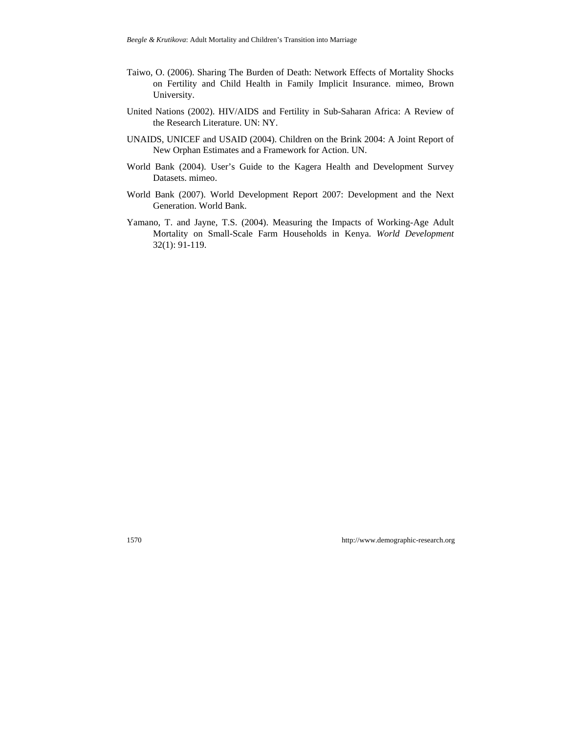Taiwo, O. (2006). Sharing The Burden of Death: Network Effects of Mortality Shocks on Fertility and Child Health in Family Implicit Insurance. mimeo, Brown University.

United Nations (2002). HIV/AIDS and Fertility in Sub-Saharan Africa: A Review of the Research Literature. UN: NY.

UNAIDS, UNICEF and USAID (2004). Children on the Brink 2004: A Joint Report of New Orphan Estimates and a Framework for Action. UN.

World Bank (2004). User's Guide to the Kagera Health and Development Survey Datasets. mimeo.

World Bank (2007). World Development Report 2007: Development and the Next Generation. World Bank.

Yamano, T. and Jayne, T.S. (2004). Measuring the Impacts of Working-Age Adult Mortality on Small-Scale Farm Households in Kenya. *World Development* 32(1): 91-119.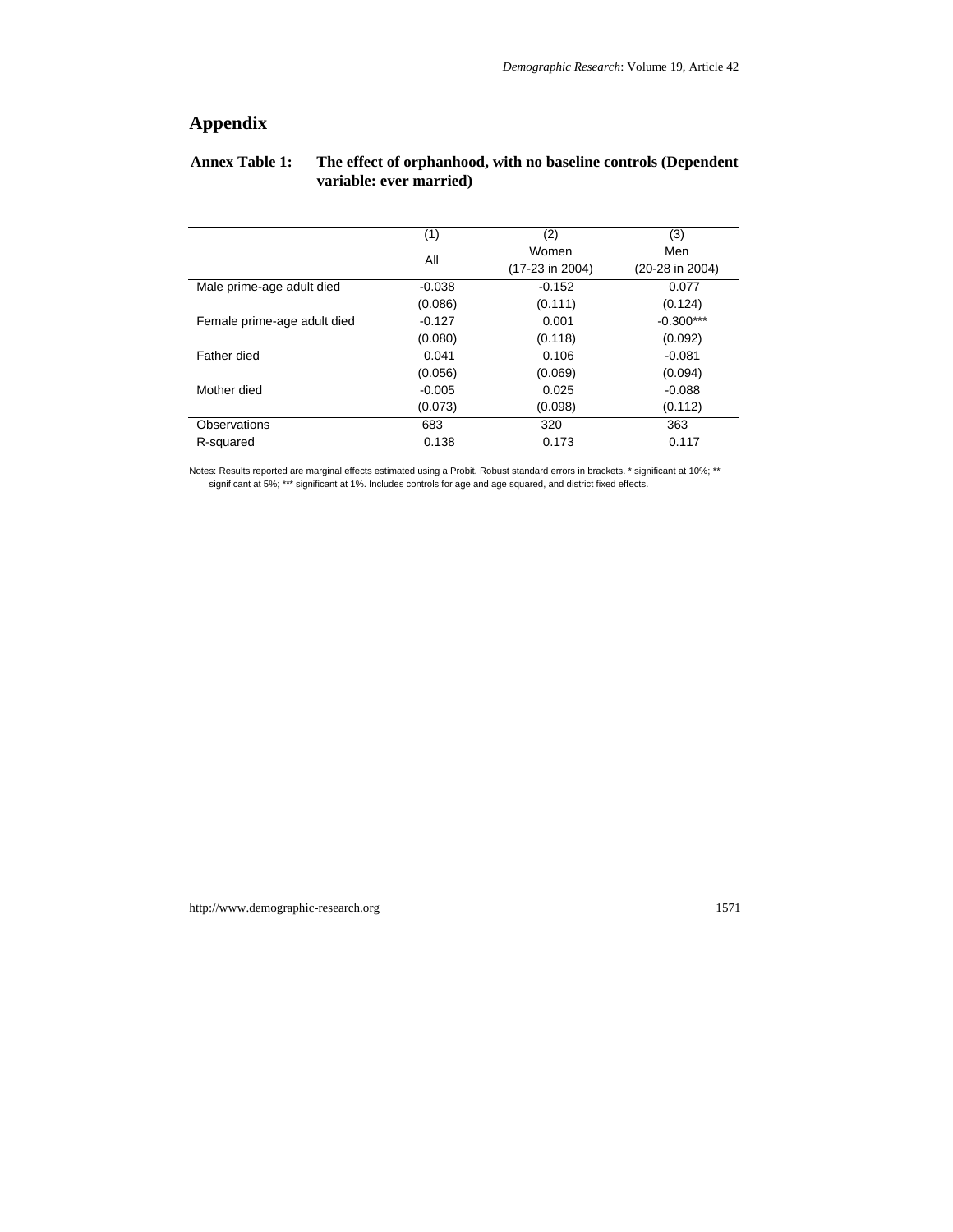## Appendix

**Annex Table 1: The effect of orphanhood, with no baseline controls (Dependent variable: ever married)**

| | (1) | (2) | (3) |
|---|---|---|---|
| | All | Women (17-23 in 2004) | Men (20-28 in 2004) |
| Male prime-age adult died | -0.038 | -0.152 | 0.077 |
| | (0.086) | (0.111) | (0.124) |
| Female prime-age adult died | -0.127 | 0.001 | -0.300*** |
| | (0.080) | (0.118) | (0.092) |
| Father died | 0.041 | 0.106 | -0.081 |
| | (0.056) | (0.069) | (0.094) |
| Mother died | -0.005 | 0.025 | -0.088 |
| | (0.073) | (0.098) | (0.112) |
| Observations | 683 | 320 | 363 |
| R-squared | 0.138 | 0.173 | 0.117 |

Notes: Results reported are marginal effects estimated using a Probit. Robust standard errors in brackets. * significant at 10%; ** significant at 5%; *** significant at 1%. Includes controls for age and age squared, and district fixed effects.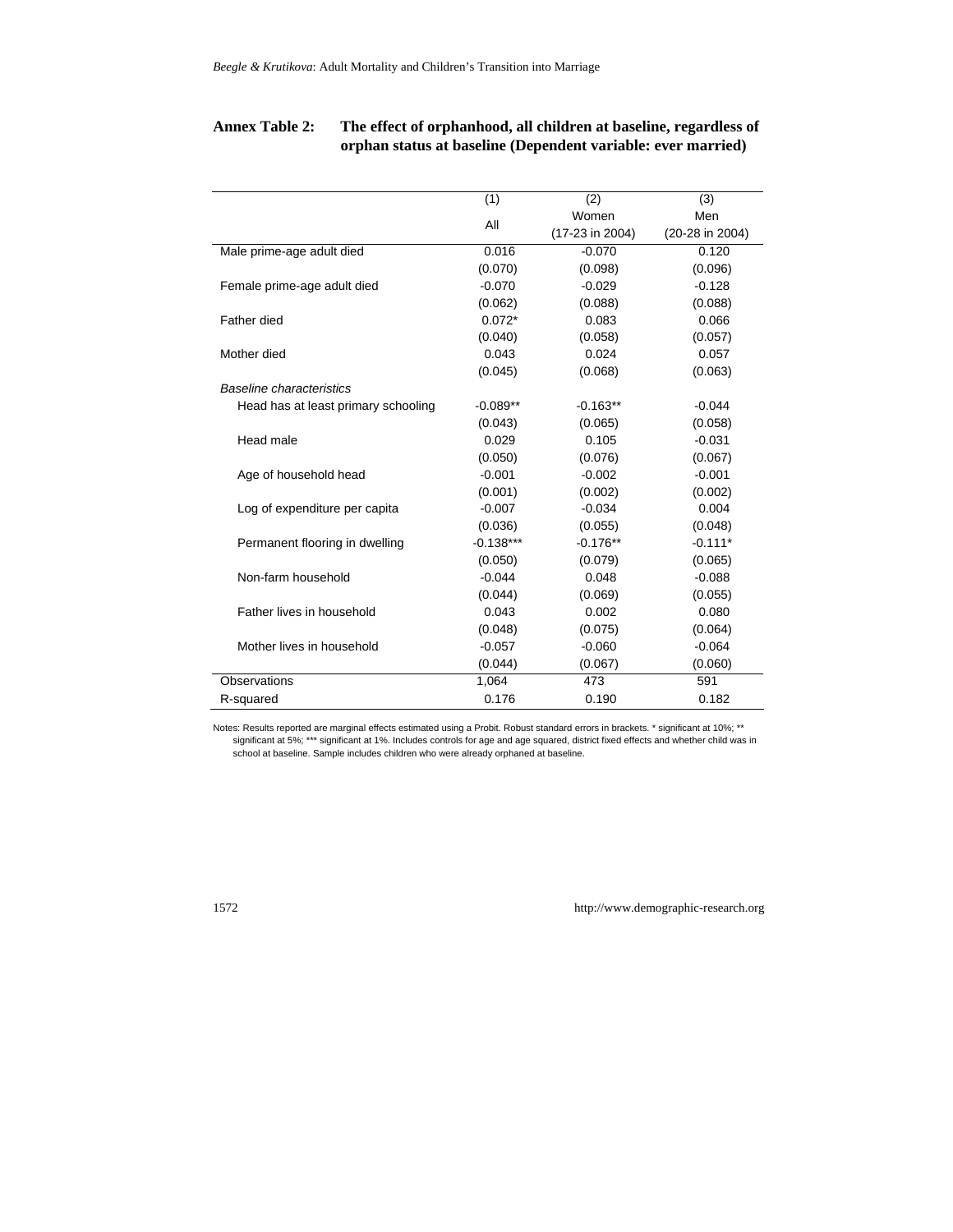**Annex Table 2: The effect of orphanhood, all children at baseline, regardless of orphan status at baseline (Dependent variable: ever married)**

| | (1) | (2) | (3) |
|---|---|---|---|
| | All | Women (17-23 in 2004) | Men (20-28 in 2004) |
| Male prime-age adult died | 0.016 | -0.070 | 0.120 |
| | (0.070) | (0.098) | (0.096) |
| Female prime-age adult died | -0.070 | -0.029 | -0.128 |
| | (0.062) | (0.088) | (0.088) |
| Father died | 0.072* | 0.083 | 0.066 |
| | (0.040) | (0.058) | (0.057) |
| Mother died | 0.043 | 0.024 | 0.057 |
| | (0.045) | (0.068) | (0.063) |
| *Baseline characteristics* | | | |
| Head has at least primary schooling | -0.089** | -0.163** | -0.044 |
| | (0.043) | (0.065) | (0.058) |
| Head male | 0.029 | 0.105 | -0.031 |
| | (0.050) | (0.076) | (0.067) |
| Age of household head | -0.001 | -0.002 | -0.001 |
| | (0.001) | (0.002) | (0.002) |
| Log of expenditure per capita | -0.007 | -0.034 | 0.004 |
| | (0.036) | (0.055) | (0.048) |
| Permanent flooring in dwelling | -0.138*** | -0.176** | -0.111* |
| | (0.050) | (0.079) | (0.065) |
| Non-farm household | -0.044 | 0.048 | -0.088 |
| | (0.044) | (0.069) | (0.055) |
| Father lives in household | 0.043 | 0.002 | 0.080 |
| | (0.048) | (0.075) | (0.064) |
| Mother lives in household | -0.057 | -0.060 | -0.064 |
| | (0.044) | (0.067) | (0.060) |
| Observations | 1,064 | 473 | 591 |
| R-squared | 0.176 | 0.190 | 0.182 |

Notes: Results reported are marginal effects estimated using a Probit. Robust standard errors in brackets. * significant at 10%; ** significant at 5%; *** significant at 1%. Includes controls for age and age squared, district fixed effects and whether child was in school at baseline. Sample includes children who were already orphaned at baseline.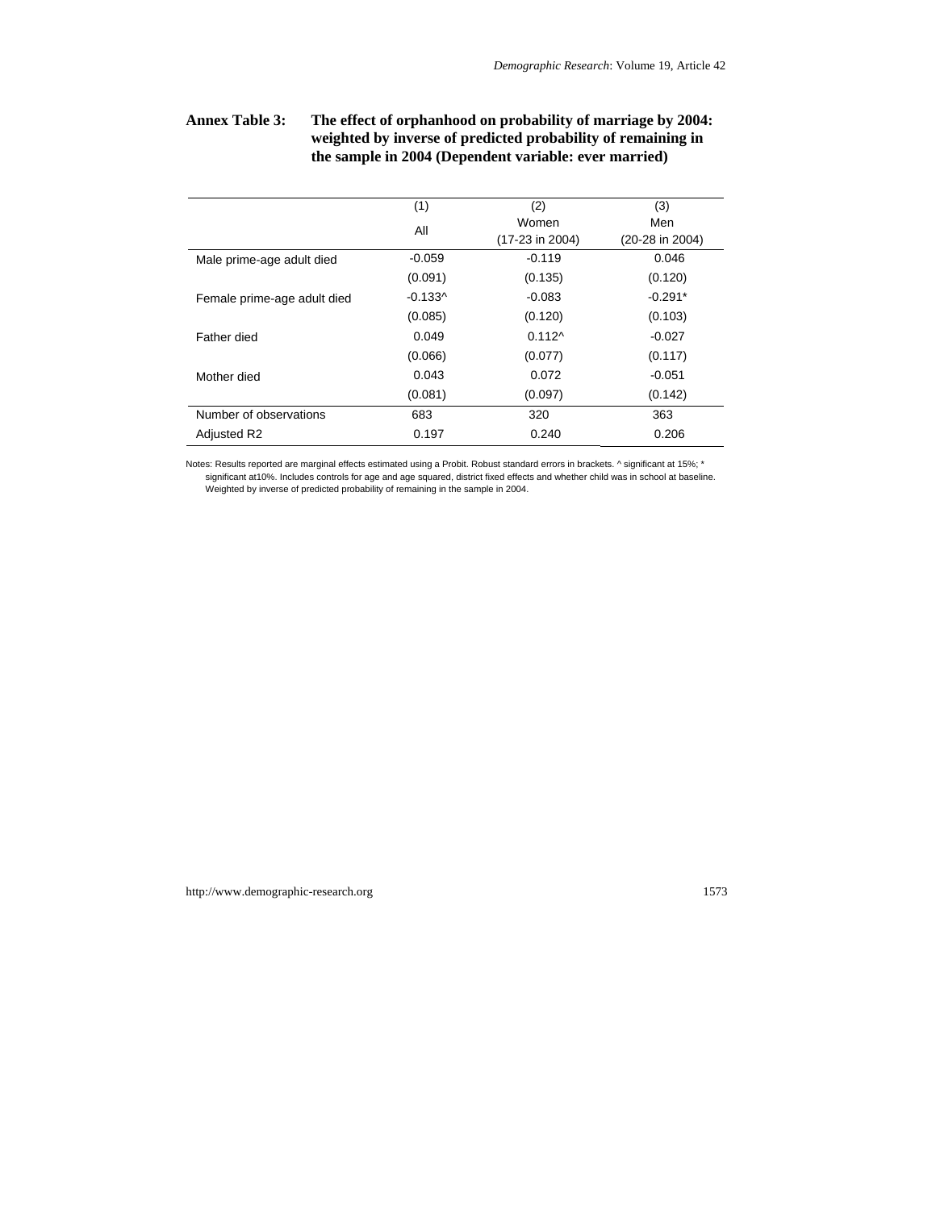**Annex Table 3: The effect of orphanhood on probability of marriage by 2004: weighted by inverse of predicted probability of remaining in the sample in 2004 (Dependent variable: ever married)**

| | (1) | (2) | (3) |
|---|---|---|---|
| | All | Women (17-23 in 2004) | Men (20-28 in 2004) |
| Male prime-age adult died | -0.059 | -0.119 | 0.046 |
| | (0.091) | (0.135) | (0.120) |
| Female prime-age adult died | -0.133^ | -0.083 | -0.291* |
| | (0.085) | (0.120) | (0.103) |
| Father died | 0.049 | 0.112^ | -0.027 |
| | (0.066) | (0.077) | (0.117) |
| Mother died | 0.043 | 0.072 | -0.051 |
| | (0.081) | (0.097) | (0.142) |
| Number of observations | 683 | 320 | 363 |
| Adjusted R2 | 0.197 | 0.240 | 0.206 |

Notes: Results reported are marginal effects estimated using a Probit. Robust standard errors in brackets. ^ significant at 15%; * significant at10%. Includes controls for age and age squared, district fixed effects and whether child was in school at baseline. Weighted by inverse of predicted probability of remaining in the sample in 2004.